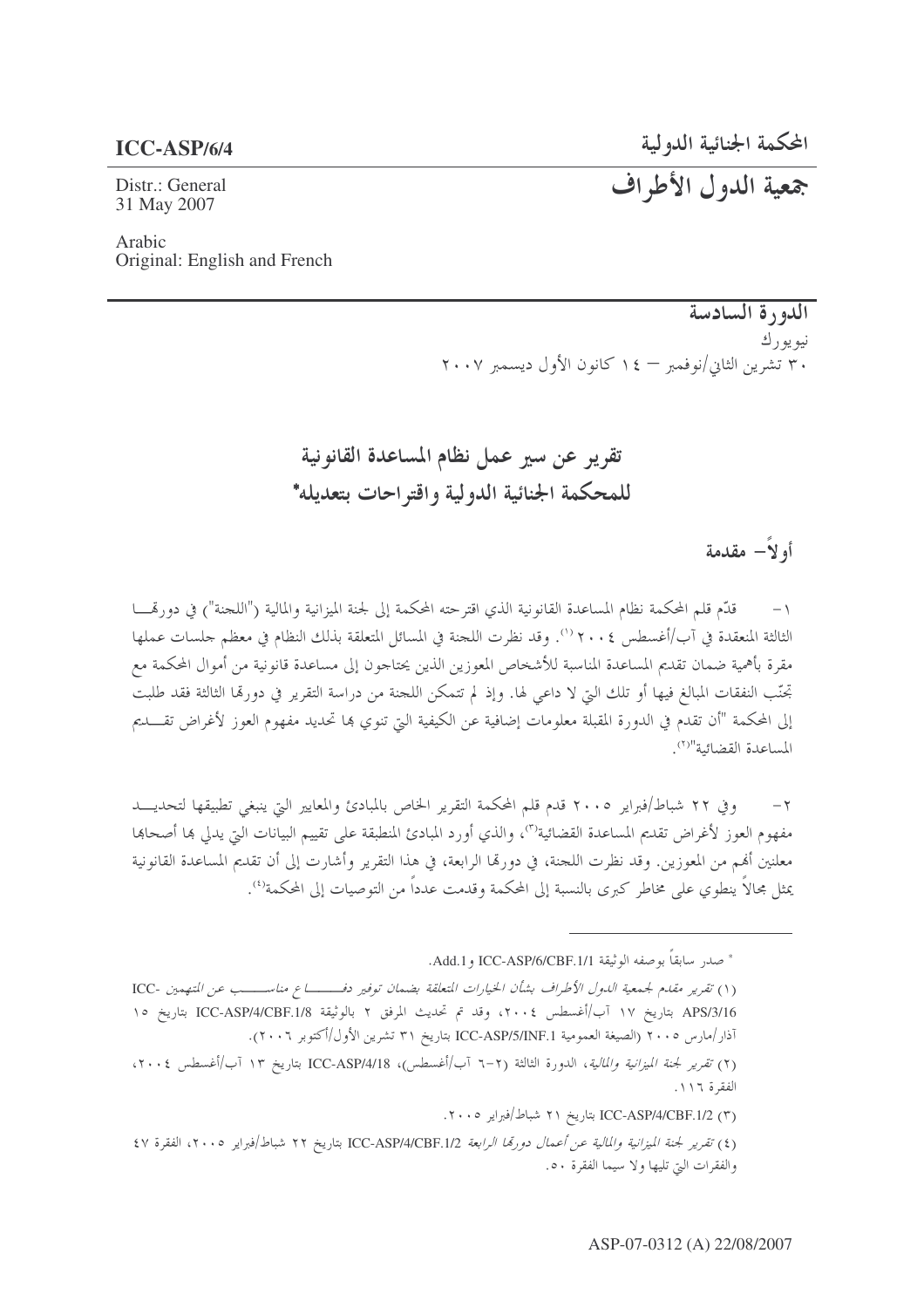**ICC-ASP/6/4**

Distr.: General
31 May 2007

Arabic
Original: English and French

المحكمة الجنائية الدولية

# جمعية الدول الأطراف

**الدورة السادسة**

نيويورك
٣٠ تشرين الثاني/نوفمبر – ١٤ كانون الأول ديسمبر ٢٠٠٧

# تقرير عن سير عمل نظام المساعدة القانونية للمحكمة الجنائية الدولية واقتراحات بتعديله*

## أولاً– مقدمة

١ – قدّم قلم المحكمة نظام المساعدة القانونية الذي اقترحته المحكمة إلى لجنة الميزانية والمالية ("اللجنة") في دورتها الثالثة المنعقدة في آب/أغسطس ٢٠٠٤[١]. وقد نظرت اللجنة في المسائل المتعلقة بذلك النظام في معظم جلسات عملها مقرة بأهمية ضمان تقديم المساعدة المناسبة للأشخاص المعوزين الذين يحتاجون إلى مساعدة قانونية من أموال المحكمة مع تجنّب النفقات المبالغ فيها أو تلك التي لا داعي لها. وإذ لم تتمكن اللجنة من دراسة التقرير في دورتها الثالثة فقد طلبت إلى المحكمة "أن تقدم في الدورة المقبلة معلومات إضافية عن الكيفية التي تنوي بها تحديد مفهوم العوز لأغراض تقديم المساعدة القضائية"[٢].

٢ – وفي ٢٢ شباط/فبراير ٢٠٠٥ قدم قلم المحكمة التقرير الخاص بالمبادئ والمعايير التي ينبغي تطبيقها لتحديد مفهوم العوز لأغراض تقديم المساعدة القضائية[٣]، والذي أورد المبادئ المنطبقة على تقييم البيانات التي يدلي بها أصحابها معلنين أنهم من المعوزين. وقد نظرت اللجنة، في دورتها الرابعة، في هذا التقرير وأشارت إلى أن تقديم المساعدة القانونية يمثل مجالاً ينطوي على مخاطر كبرى بالنسبة إلى المحكمة وقدمت عدداً من التوصيات إلى المحكمة[٤].

---

* صدر سابقاً بوصفه الوثيقة ICC-ASP/6/CBF.1/1 وAdd.1.

(١) *تقرير مقدم لجمعية الدول الأطراف بشأن الخيارات المتعلقة بضمان توفير دفاع مناسب عن المتهمين* ICC-APS/3/16 بتاريخ ١٧ آب/أغسطس ٢٠٠٤، وقد تم تحديث المرفق ٢ بالوثيقة ICC-ASP/4/CBF.1/8 بتاريخ ١٥ آذار/مارس ٢٠٠٥ (الصيغة العمومية ICC-ASP/5/INF.1 بتاريخ ٣١ تشرين الأول/أكتوبر ٢٠٠٦).

(٢) *تقرير لجنة الميزانية والمالية*، الدورة الثالثة (٢–٦ آب/أغسطس)، ICC-ASP/4/18 بتاريخ ١٣ آب/أغسطس ٢٠٠٤، الفقرة ١١٦.

(٣) ICC-ASP/4/CBF.1/2 بتاريخ ٢١ شباط/فبراير ٢٠٠٥.

(٤) *تقرير لجنة الميزانية والمالية عن أعمال دورتها الرابعة* ICC-ASP/4/CBF.1/2 بتاريخ ٢٢ شباط/فبراير ٢٠٠٥، الفقرة ٤٧ والفقرات التي تليها ولا سيما الفقرة ٥٠.

ASP-07-0312 (A) 22/08/2007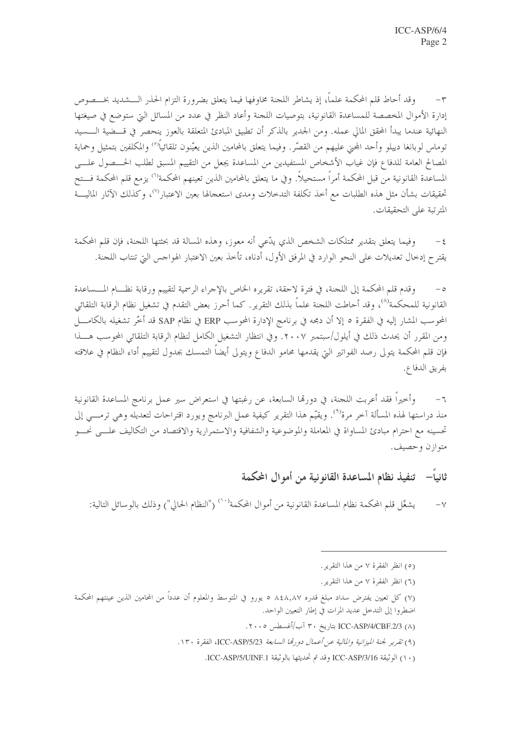٣- وقد أحاط قلم المحكمة علماً، إذ يشاطر اللجنة مخاوفها فيما يتعلق بضرورة التزام الحذر الشديد بخصوص إدارة الأموال المخصصة للمساعدة القانونية، بتوصيات اللجنة وأعاد النظر في عدد من المسائل التي ستوضع في صيغتها النهائية عندما يبدأ المحقق المالي عمله. ومن الجدير بالذكر أن تطبيق المبادئ المتعلقة بالعوز ينحصر في قضية السيد توماس لوبانغا دييلو وأحد المجني عليهم من القصّر. وفيما يتعلق بالمحامين الذين يعيّنون تلقائياً[٥] والمكلفين بتمثيل وحماية المصالح العامة للدفاع فإن غياب الأشخاص المستفيدين من المساعدة يجعل من التقييم المسبق لطلب الحصول على المساعدة القانونية من قبل المحكمة أمراً مستحيلاً. وفي ما يتعلق بالمحامين الذين تعينهم المحكمة[٦] يزمع قلم المحكمة فتح تحقيقات بشأن مثل هذه الطلبات مع أخذ تكلفة التدخلات ومدى استعجالها بعين الاعتبار[٧]، وكذلك الآثار المالية المترتبة على التحقيقات.

٤- وفيما يتعلق بتقدير ممتلكات الشخص الذي يدّعي أنه معوز، وهذه المسالة قد بحثتها اللجنة، فإن قلم المحكمة يقترح إدخال تعديلات على النحو الوارد في المرفق الأول، أدناه، تأخذ بعين الاعتبار الهواجس التي تنتاب اللجنة.

٥- وقدم قلم المحكمة إلى اللجنة، في فترة لاحقة، تقريره الخاص بالإجراء الرسمية لتقييم ورقابة نظام المساعدة القانونية للمحكمة[٨]، وقد أحاطت اللجنة علماً بذلك التقرير. كما أحرز بعض التقدم في تشغيل نظام الرقابة التلقائي المحوسب المشار إليه في الفقرة ٥ إلا أن دمجه في برنامج الإدارة المحوسب ERP في نظام SAP قد أخّر تشغيله بالكامل ومن المقرر أن يحدث ذلك في أيلول/سبتمبر ٢٠٠٧. وفي انتظار التشغيل الكامل لنظام الرقابة التلقائي المحوسب هذا فإن قلم المحكمة يتولى رصد الفواتير التي يقدمها محامو الدفاع ويتولى أيضاً التمسك بجدول لتقييم أداء النظام في علاقته بفريق الدفاع.

٦- وأخيراً فقد أعربت اللجنة، في دورتها السابعة، عن رغبتها في استعراض سير عمل برنامج المساعدة القانونية منذ دراستها لهذه المسألة آخر مرة[٩]. ويقيّم هذا التقرير كيفية عمل البرنامج ويورد اقتراحات لتعديله وهي ترمي إلى تحسينه مع احترام مبادئ المساواة في المعاملة والموضوعية والشفافية والاستمرارية والاقتصاد من التكاليف على نحو متوازن وحصيف.

## ثانياً- تنفيذ نظام المساعدة القانونية من أموال المحكمة

٧- يشغّل قلم المحكمة نظام المساعدة القانونية من أموال المحكمة[١٠] ("النظام الحالي") وذلك بالوسائل التالية:

---

(٥) انظر الفقرة ٧ من هذا التقرير.

(٦) انظر الفقرة ٧ من هذا التقرير.

(٧) كل تعيين يفترض سداد مبلغ قدره ٨٤٨,٨٧ ٥ يورو في المتوسط والمعلوم أن عدداً من المحامين الذين عينتهم المحكمة اضطروا إلى التدخل عديد المرات في إطار التعيين الواحد.

(٨) ICC-ASP/4/CBF.2/3 بتاريخ ٣٠ آب/أغسطس ٢٠٠٥.

(٩) *تقرير لجنة الميزانية والمالية عن أعمال دورتها السابعة* ICC-ASP/5/23، الفقرة ١٣٠.

(١٠) الوثيقة ICC-ASP/3/16 وقد تم تحديثها بالوثيقة ICC-ASP/5/UINF.1.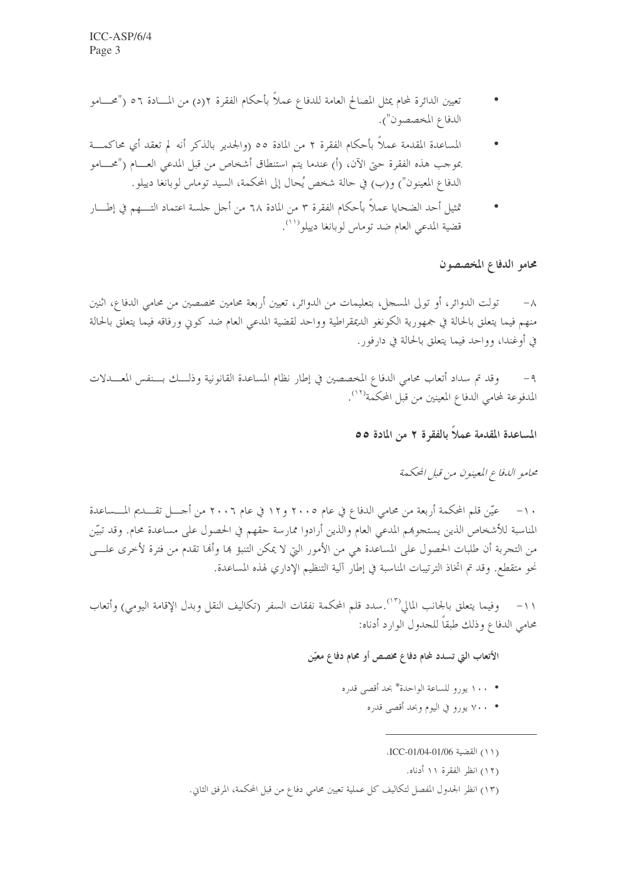- تعيين الدائرة لمحام يمثل المصالح العامة للدفاع عملاً بأحكام الفقرة ٢(د) من المادة ٥٦ ("محامو الدفاع المخصصون").
- المساعدة المقدمة عملاً بأحكام الفقرة ٢ من المادة ٥٥ (والجدير بالذكر أنه لم تعقد أي محاكمة بموجب هذه الفقرة حتى الآن، (أ) عندما يتم استنطاق أشخاص من قبل المدعي العام ("محامو الدفاع المعينون") و(ب) في حالة شخص يُحال إلى المحكمة، السيد توماس لوبانغا دييلو.
- تمثيل أحد الضحايا عملاً بأحكام الفقرة ٣ من المادة ٦٨ من أجل جلسة اعتماد التهم في إطار قضية المدعي العام ضد توماس لوبانغا دييلو[11].

## محامو الدفاع المخصصون

٨- تولت الدوائر، أو تولى المسجل، بتعليمات من الدوائر، تعيين أربعة محامين مخصصين من محامي الدفاع، اثنين منهم فيما يتعلق بالحالة في جمهورية الكونغو الديمقراطية وواحد لقضية المدعي العام ضد كوني ورفاقه فيما يتعلق بالحالة في أوغندا، وواحد فيما يتعلق بالحالة في دارفور.

٩- وقد تم سداد أتعاب محامي الدفاع المخصصين في إطار نظام المساعدة القانونية وذلك بنفس المعدلات المدفوعة لمحامي الدفاع المعينين من قبل المحكمة[12].

## المساعدة المقدمة عملاً بالفقرة ٢ من المادة ٥٥

### *محامو الدفاع المعينون من قبل المحكمة*

١٠- عيّن قلم المحكمة أربعة من محامي الدفاع في عام ٢٠٠٥ و١٢ في عام ٢٠٠٦ من أجل تقديم المساعدة المناسبة للأشخاص الذين يستجوبهم المدعي العام والذين أرادوا ممارسة حقهم في الحصول على مساعدة محام. وقد تبيّن من التجربة أن طلبات الحصول على المساعدة هي من الأمور التي لا يمكن التنبؤ بها وأنها تقدم من فترة لأخرى على نحو متقطع. وقد تم اتخاذ الترتيبات المناسبة في إطار آلية التنظيم الإداري لهذه المساعدة.

١١- وفيما يتعلق بالجانب المالي[13]. سدد قلم المحكمة نفقات السفر (تكاليف النقل وبدل الإقامة اليومي) وأتعاب محامي الدفاع وذلك طبقاً للجدول الوارد أدناه:

**الأتعاب التي تسدد لمحام دفاع مخصص أو محام دفاع معيّن**

- ١٠٠ يورو للساعة الواحدة* بحد أقصى قدره
- ٧٠٠ يورو في اليوم وبحد أقصى قدره

---

(١١) القضية ICC-01/04-01/06.

(١٢) انظر الفقرة ١١ أدناه.

(١٣) انظر الجدول المفصل لتكاليف كل عملية تعيين محامي دفاع من قبل المحكمة، المرفق الثاني.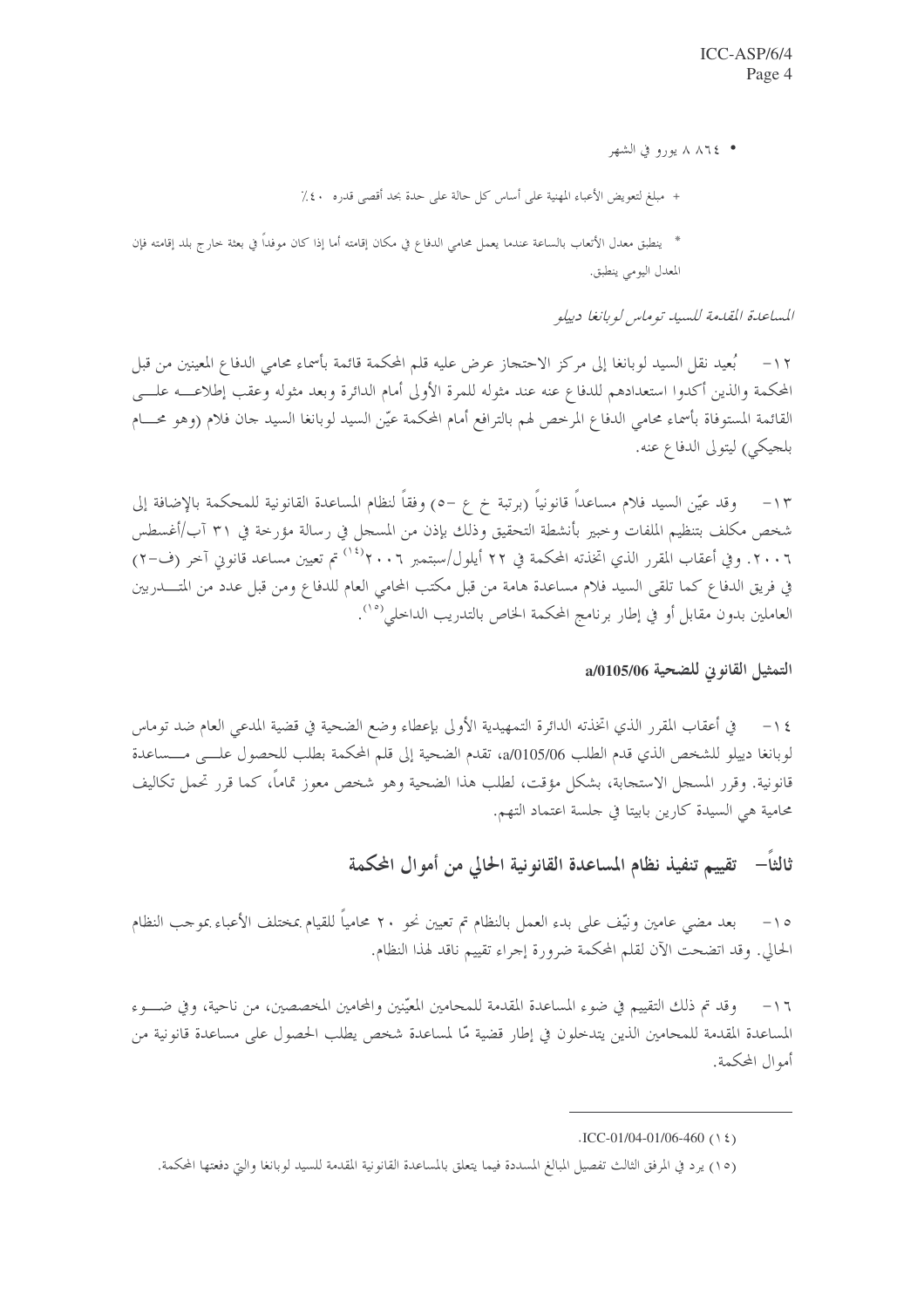• ٨ ٨٦٤ يورو في الشهر

+ مبلغ لتعويض الأعباء المهنية على أساس كل حالة على حدة بحد أقصى قدره ٤٠٪

* ينطبق معدل الأتعاب بالساعة عندما يعمل محامي الدفاع في مكان إقامته أما إذا كان موفداً في بعثة خارج بلد إقامته فإن المعدل اليومي ينطبق.

*المساعدة المقدمة للسيد توماس لوبانغا دييلو*

١٢- بُعيد نقل السيد لوبانغا إلى مركز الاحتجاز عرض عليه قلم المحكمة قائمة بأسماء محامي الدفاع المعينين من قبل المحكمة والذين أكدوا استعدادهم للدفاع عنه عند مثوله للمرة الأولى أمام الدائرة وبعد مثوله وعقب إطلاعه على القائمة المستوفاة بأسماء محامي الدفاع المرخص لهم بالترافع أمام المحكمة عيّن السيد لوبانغا السيد جان فلام (وهو محام بلجيكي) ليتولى الدفاع عنه.

١٣- وقد عيّن السيد فلام مساعداً قانونياً (برتبة خ ع -٥) وفقاً لنظام المساعدة القانونية للمحكمة بالإضافة إلى شخص مكلف بتنظيم الملفات وخبير بأنشطة التحقيق وذلك بإذن من المسجل في رسالة مؤرخة في ٣١ آب/أغسطس ٢٠٠٦. وفي أعقاب المقرر الذي اتخذته المحكمة في ٢٢ أيلول/سبتمبر ٢٠٠٦[١٤] تم تعيين مساعد قانوني آخر (ف-٢) في فريق الدفاع كما تلقى السيد فلام مساعدة هامة من قبل مكتب المحامي العام للدفاع ومن قبل عدد من المتدربين العاملين بدون مقابل أو في إطار برنامج المحكمة الخاص بالتدريب الداخلي[١٥].

### التمثيل القانوني للضحية a/0105/06

١٤- في أعقاب المقرر الذي اتخذته الدائرة التمهيدية الأولى بإعطاء وضع الضحية في قضية المدعي العام ضد توماس لوبانغا دييلو للشخص الذي قدم الطلب a/0105/06، تقدم الضحية إلى قلم المحكمة بطلب للحصول على مساعدة قانونية. وقرر المسجل الاستجابة، بشكل مؤقت، لطلب هذا الضحية وهو شخص معوز تماماً، كما قرر تحمل تكاليف محامية هي السيدة كارين بابيتا في جلسة اعتماد التهم.

## ثالثاً- تقييم تنفيذ نظام المساعدة القانونية الحالي من أموال المحكمة

١٥- بعد مضي عامين ونيّف على بدء العمل بالنظام تم تعيين نحو ٢٠ محامياً للقيام بمختلف الأعباء بموجب النظام الحالي. وقد اتضحت الآن لقلم المحكمة ضرورة إجراء تقييم ناقد لهذا النظام.

١٦- وقد تم ذلك التقييم في ضوء المساعدة المقدمة للمحامين المعيّنين والمحامين المخصصين، من ناحية، وفي ضوء المساعدة المقدمة للمحامين الذين يتدخلون في إطار قضية مّا لمساعدة شخص يطلب الحصول على مساعدة قانونية من أموال المحكمة.

---

(١٤) ICC-01/04-01/06-460.

(١٥) يرد في المرفق الثالث تفصيل المبالغ المسددة فيما يتعلق بالمساعدة القانونية المقدمة للسيد لوبانغا والتي دفعتها المحكمة.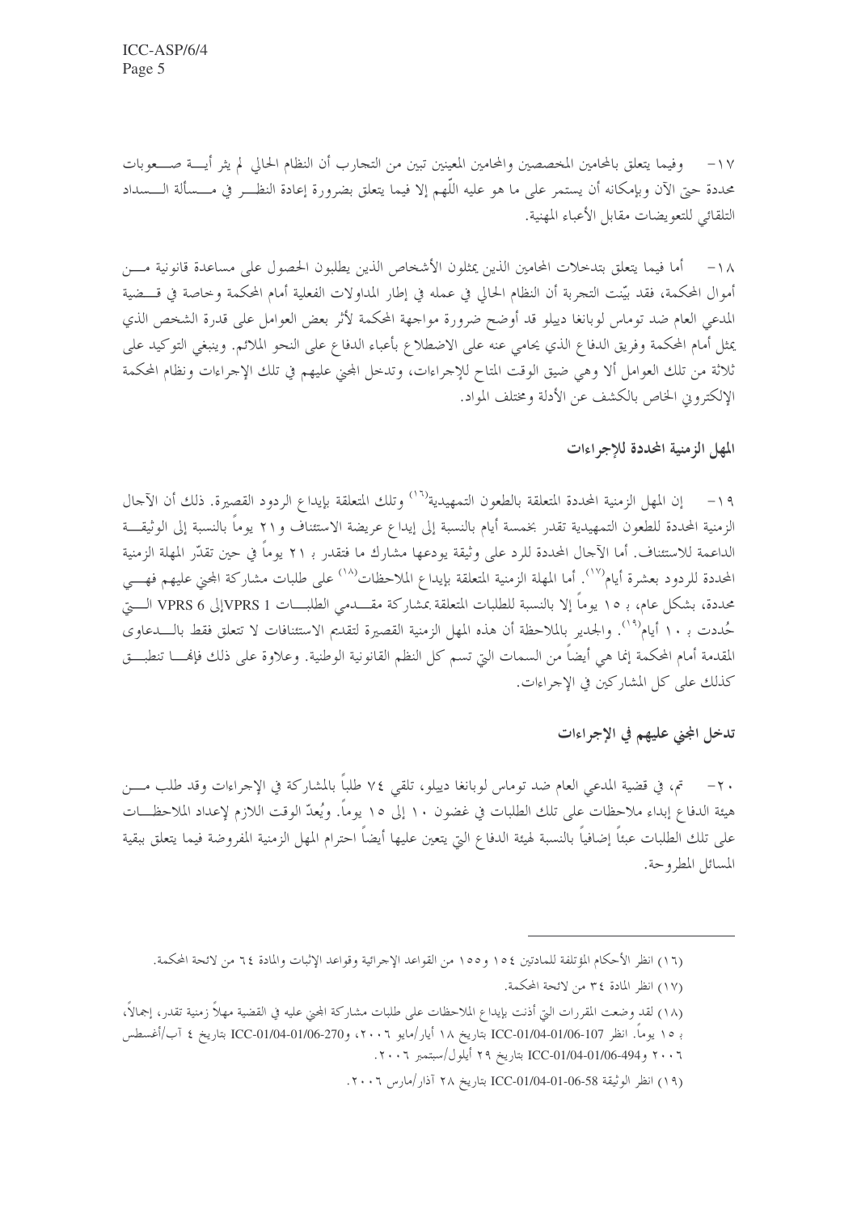١٧- وفيما يتعلق بالمحامين المخصصين والمحامين المعينين تبين من التجارب أن النظام الحالي لم يثر أيـة صـعوبات محددة حتى الآن وبإمكانه أن يستمر على ما هو عليه اللّهم إلا فيما يتعلق بضرورة إعادة النظـر في مـسألة الـسداد التلقائي للتعويضات مقابل الأعباء المهنية.

١٨- أما فيما يتعلق بتدخلات المحامين الذين يمثلون الأشخاص الذين يطلبون الحصول على مساعدة قانونية مـن أموال المحكمة، فقد بيّنت التجربة أن النظام الحالي في عمله في إطار المداولات الفعلية أمام المحكمة وخاصة في قـضية المدعي العام ضد توماس لوبانغا دييلو قد أوضح ضرورة مواجهة المحكمة لأثر بعض العوامل على قدرة الشخص الذي يمثل أمام المحكمة وفريق الدفاع الذي يحامي عنه على الاضطلاع بأعباء الدفاع على النحو الملائم. وينبغي التوكيد على ثلاثة من تلك العوامل ألا وهي ضيق الوقت المتاح للإجراءات، وتدخل المجني عليهم في تلك الإجراءات ونظام المحكمة الإلكتروني الخاص بالكشف عن الأدلة ومختلف المواد.

## المهل الزمنية المحددة للإجراءات

١٩- إن المهل الزمنية المحددة المتعلقة بالطعون التمهيدية[16] وتلك المتعلقة بإيداع الردود القصيرة. ذلك أن الآجال الزمنية المحددة للطعون التمهيدية تقدر بخمسة أيام بالنسبة إلى إيداع عريضة الاستئناف و٢١ يوماً بالنسبة إلى الوثيقـة الداعمة للاستئناف. أما الآجال المحددة للرد على وثيقة يودعها مشارك ما فتقدر بـ ٢١ يوماً في حين تقدّر المهلة الزمنية المحددة للردود بعشرة أيام[17]. أما المهلة الزمنية المتعلقة بإيداع الملاحظات[18] على طلبات مشاركة المجني عليهم فهـي محددة، بشكل عام، بـ ١٥ يوماً إلا بالنسبة للطلبات المتعلقة بمشاركة مقـدمي الطلبـات VPRS 1 إلى VPRS 6 الـتي حُددت بـ ١٠ أيام[19]. والجدير بالملاحظة أن هذه المهل الزمنية القصيرة لتقديم الاستئنافات لا تتعلق فقط بالـدعاوى المقدمة أمام المحكمة إنما هي أيضاً من السمات التي تسم كل النظم القانونية الوطنية. وعلاوة على ذلك فإنهـا تنطبـق كذلك على كل المشاركين في الإجراءات.

## تدخل المجني عليهم في الإجراءات

٢٠- تم، في قضية المدعي العام ضد توماس لوبانغا دييلو، تلقي ٧٤ طلباً بالمشاركة في الإجراءات وقد طلب مـن هيئة الدفاع إبداء ملاحظات على تلك الطلبات في غضون ١٠ إلى ١٥ يوماً. ويُعدّ الوقت اللازم لإعداد الملاحظـات على تلك الطلبات عبئاً إضافياً بالنسبة لهيئة الدفاع التي يتعين عليها أيضاً احترام المهل الزمنية المفروضة فيما يتعلق ببقية المسائل المطروحة.

---

(١٦) انظر الأحكام المؤتلفة للمادتين ١٥٤ و١٥٥ من القواعد الإجرائية وقواعد الإثبات والمادة ٦٤ من لائحة المحكمة.

(١٧) انظر المادة ٣٤ من لائحة المحكمة.

(١٨) لقد وضعت المقررات التي أذنت بإيداع الملاحظات على طلبات مشاركة المجني عليه في القضية مهلاً زمنية تقدر، إجمالاً، بـ ١٥ يوماً. انظر ICC-01/04-01/06-107 بتاريخ ١٨ أيار/مايو ٢٠٠٦، وICC-01/04-01/06-270 بتاريخ ٤ آب/أغسطس ٢٠٠٦ وICC-01/04-01/06-494 بتاريخ ٢٩ أيلول/سبتمبر ٢٠٠٦.

(١٩) انظر الوثيقة ICC-01/04-01-06-58 بتاريخ ٢٨ آذار/مارس ٢٠٠٦.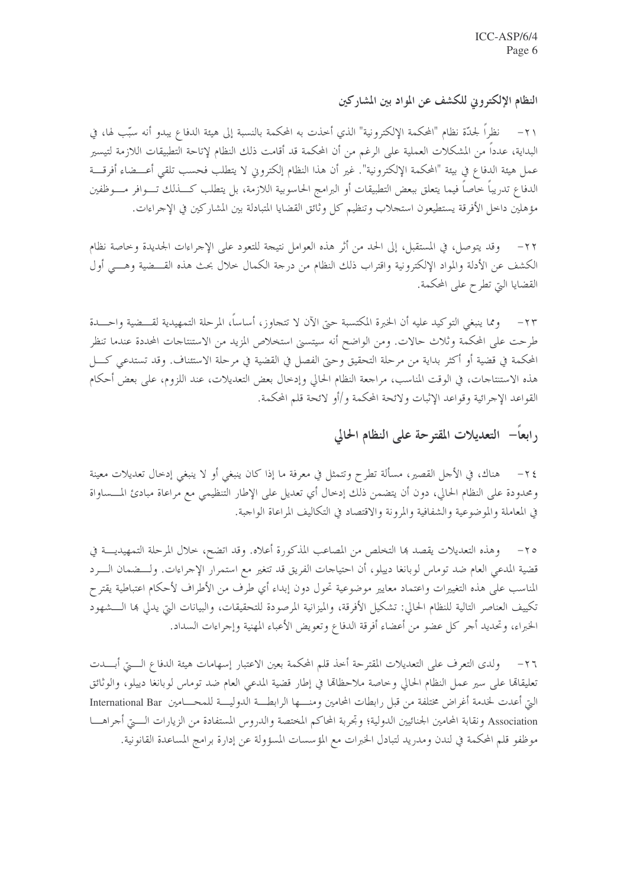### النظام الإلكتروني للكشف عن المواد بين المشاركين

٢١- نظراً لجدّة نظام "المحكمة الإلكترونية" الذي أخذت به المحكمة بالنسبة إلى هيئة الدفاع يبدو أنه سبّب لها، في البداية، عدداً من المشكلات العملية على الرغم من أن المحكمة قد أقامت ذلك النظام لإتاحة التطبيقات اللازمة لتيسير عمل هيئة الدفاع في بيئة "المحكمة الإلكترونية". غير أن هذا النظام إلكتروني لا يتطلب فحسب تلقي أعضاء أفرقة الدفاع تدريباً خاصاً فيما يتعلق ببعض التطبيقات أو البرامج الحاسوبية اللازمة، بل يتطلب كذلك توافر موظفين مؤهلين داخل الأفرقة يستطيعون استجلاب وتنظيم كل وثائق القضايا المتبادلة بين المشاركين في الإجراءات.

٢٢- وقد يتوصل، في المستقبل، إلى الحد من أثر هذه العوامل نتيجة للتعود على الإجراءات الجديدة وخاصة نظام الكشف عن الأدلة والمواد الإلكترونية واقتراب ذلك النظام من درجة الكمال خلال بحث هذه القضية وهي أول القضايا التي تطرح على المحكمة.

٢٣- ومما ينبغي التوكيد عليه أن الخبرة المكتسبة حتى الآن لا تتجاوز، أساساً، المرحلة التمهيدية لقضية واحدة طرحت على المحكمة وثلاث حالات. ومن الواضح أنه سيتسنى استخلاص المزيد من الاستنتاجات المحددة عندما تنظر المحكمة في قضية أو أكثر بداية من مرحلة التحقيق وحتى الفصل في القضية في مرحلة الاستئناف. وقد تستدعي كل هذه الاستنتاجات، في الوقت المناسب، مراجعة النظام الحالي وإدخال بعض التعديلات، عند اللزوم، على بعض أحكام القواعد الإجرائية وقواعد الإثبات ولائحة المحكمة و/أو لائحة قلم المحكمة.

## رابعاً- التعديلات المقترحة على النظام الحالي

٢٤- هناك، في الأجل القصير، مسألة تطرح وتتمثل في معرفة ما إذا كان ينبغي أو لا ينبغي إدخال تعديلات معينة ومحدودة على النظام الحالي، دون أن يتضمن ذلك إدخال أي تعديل على الإطار التنظيمي مع مراعاة مبادئ المساواة في المعاملة والموضوعية والشفافية والمرونة والاقتصاد في التكاليف المراعاة الواجبة.

٢٥- وهذه التعديلات يقصد بها التخلص من المصاعب المذكورة أعلاه. وقد اتضح، خلال المرحلة التمهيدية في قضية المدعي العام ضد توماس لوبانغا دييلو، أن احتياجات الفريق قد تتغير مع استمرار الإجراءات. ولضمان الرد المناسب على هذه التغييرات واعتماد معايير موضوعية تحول دون إبداء أي طرف من الأطراف لأحكام اعتباطية يقترح تكييف العناصر التالية للنظام الحالي: تشكيل الأفرقة، والميزانية المرصودة للتحقيقات، والبيانات التي يدلي بها الشهود الخبراء، وتحديد أجر كل عضو من أعضاء أفرقة الدفاع وتعويض الأعباء المهنية وإجراءات السداد.

٢٦- ولدى التعرف على التعديلات المقترحة أخذ قلم المحكمة بعين الاعتبار إسهامات هيئة الدفاع التي أبدت تعليقاتها على سير عمل النظام الحالي وخاصة ملاحظاتها في إطار قضية المدعي العام ضد توماس لوبانغا دييلو، والوثائق التي أعدت لخدمة أغراض مختلفة من قبل رابطات المحامين ومنها الرابطة الدولية للمحامين International Bar Association ونقابة المحامين الجنائيين الدولية؛ وتجربة المحاكم المختصة والدروس المستفادة من الزيارات التي أجراها موظفو قلم المحكمة في لندن ومدريد لتبادل الخبرات مع المؤسسات المسؤولة عن إدارة برامج المساعدة القانونية.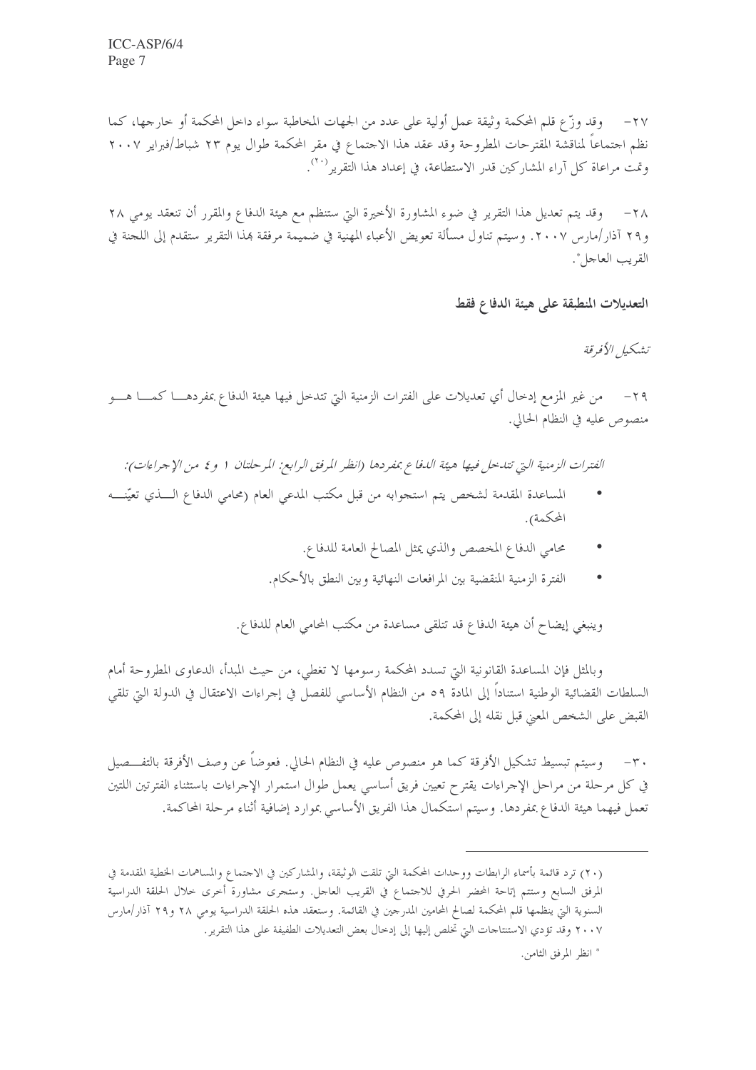٢٧- وقد وزّع قلم المحكمة وثيقة عمل أولية على عدد من الجهات المخاطبة سواء داخل المحكمة أو خارجها، كما نظم اجتماعاً لمناقشة المقترحات المطروحة وقد عقد هذا الاجتماع في مقر المحكمة طوال يوم ٢٣ شباط/فبراير ٢٠٠٧ وتمت مراعاة كل آراء المشاركين قدر الاستطاعة، في إعداد هذا التقرير[٢٠].

٢٨- وقد يتم تعديل هذا التقرير في ضوء المشاورة الأخيرة التي ستنظم مع هيئة الدفاع والمقرر أن تنعقد يومي ٢٨ و٢٩ آذار/مارس ٢٠٠٧. وسيتم تناول مسألة تعويض الأعباء المهنية في ضميمة مرفقة بهذا التقرير ستقدم إلى اللجنة في القريب العاجل*.

**التعديلات المنطبقة على هيئة الدفاع فقط**

*تشكيل الأفرقة*

٢٩- من غير المزمع إدخال أي تعديلات على الفترات الزمنية التي تتدخل فيها هيئة الدفاع بمفردها كما هو منصوص عليه في النظام الحالي.

*الفترات الزمنية التي تتدخل فيها هيئة الدفاع بمفردها (انظر المرفق الرابع: المرحلتان ١ و٤ من الإجراءات):*

- المساعدة المقدمة لشخص يتم استجوابه من قبل مكتب المدعي العام (محامي الدفاع الذي تعيّنه المحكمة).
- محامي الدفاع المخصص والذي يمثل المصالح العامة للدفاع.
- الفترة الزمنية المنقضية بين المرافعات النهائية وبين النطق بالأحكام.

وينبغي إيضاح أن هيئة الدفاع قد تتلقى مساعدة من مكتب المحامي العام للدفاع.

وبالمثل فإن المساعدة القانونية التي تسدد المحكمة رسومها لا تغطي، من حيث المبدأ، الدعاوى المطروحة أمام السلطات القضائية الوطنية استناداً إلى المادة ٥٩ من النظام الأساسي للفصل في إجراءات الاعتقال في الدولة التي تلقي القبض على الشخص المعني قبل نقله إلى المحكمة.

٣٠- وسيتم تبسيط تشكيل الأفرقة كما هو منصوص عليه في النظام الحالي. فعوضاً عن وصف الأفرقة بالتفصيل في كل مرحلة من مراحل الإجراءات يقترح تعيين فريق أساسي يعمل طوال استمرار الإجراءات باستثناء الفترتين اللتين تعمل فيهما هيئة الدفاع بمفردها. وسيتم استكمال هذا الفريق الأساسي بموارد إضافية أثناء مرحلة المحاكمة.

---

(٢٠) ترد قائمة بأسماء الرابطات ووحدات المحكمة التي تلقت الوثيقة، والمشاركين في الاجتماع والمساهمات الخطية المقدمة في المرفق السابع وستتم إتاحة المحضر الحرفي للاجتماع في القريب العاجل. وستجرى مشاورة أخرى خلال الحلقة الدراسية السنوية التي ينظمها قلم المحكمة لصالح المحامين المدرجين في القائمة. وستعقد هذه الحلقة الدراسية يومي ٢٨ و٢٩ آذار/مارس ٢٠٠٧ وقد تؤدي الاستنتاجات التي تخلص إليها إلى إدخال بعض التعديلات الطفيفة على هذا التقرير.

* انظر المرفق الثامن.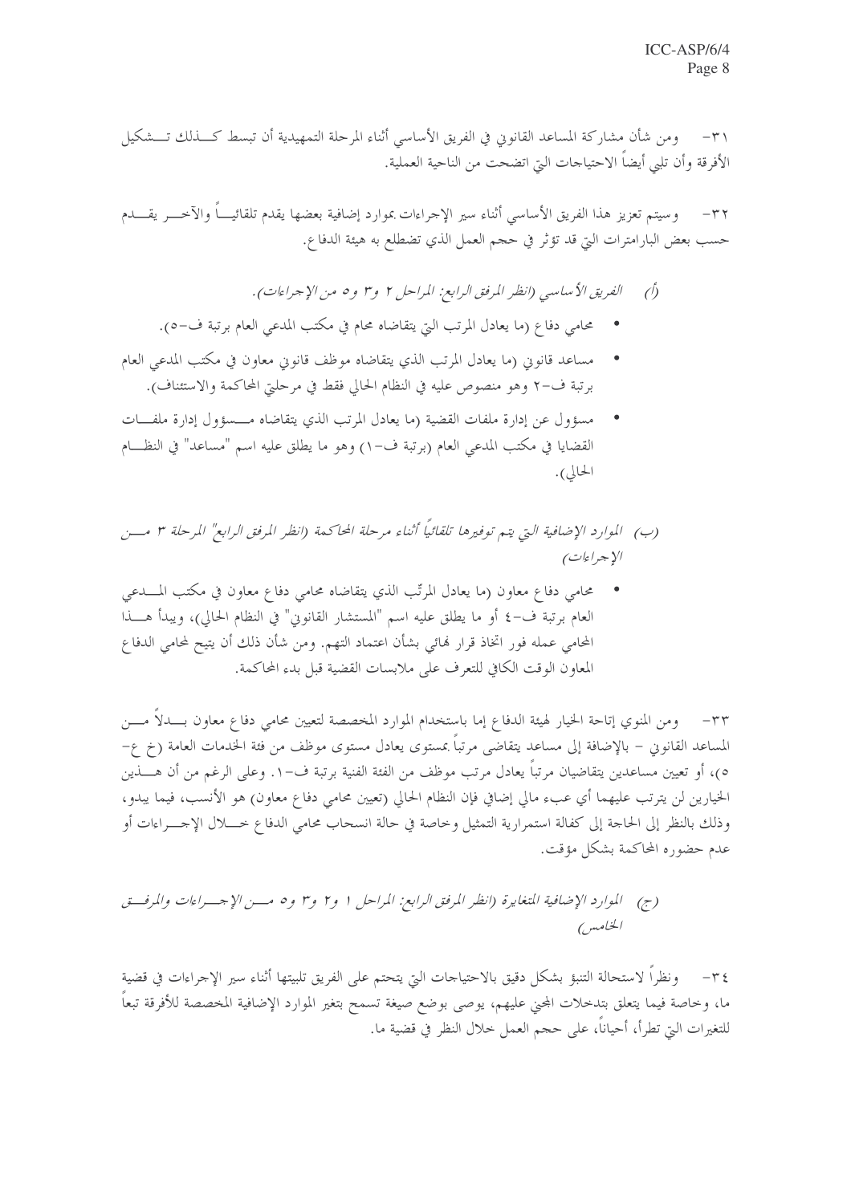٣١- ومن شأن مشاركة المساعد القانوني في الفريق الأساسي أثناء المرحلة التمهيدية أن تبسط كـذلك تـشكيل الأفرقة وأن تلبي أيضاً الاحتياجات التي اتضحت من الناحية العملية.

٣٢- وسيتم تعزيز هذا الفريق الأساسي أثناء سير الإجراءات بموارد إضافية بعضها يقدم تلقائيـاً والآخـر يقـدم حسب بعض البارامترات التي قد تؤثر في حجم العمل الذي تضطلع به هيئة الدفاع.

*(أ) الفريق الأساسي (انظر المرفق الرابع: المراحل ٢ و٣ و٥ من الإجراءات).*

- محامي دفاع (ما يعادل المرتب التي يتقاضاه محام في مكتب المدعي العام برتبة ف-٥).
- مساعد قانوني (ما يعادل المرتب الذي يتقاضاه موظف قانوني معاون في مكتب المدعي العام برتبة ف-٢ وهو منصوص عليه في النظام الحالي فقط في مرحلتي المحاكمة والاستئناف).
- مسؤول عن إدارة ملفات القضية (ما يعادل المرتب الذي يتقاضاه مـسؤول إدارة ملفـات القضايا في مكتب المدعي العام (برتبة ف-١) وهو ما يطلق عليه اسم "مساعد" في النظـام الحالي).

*(ب) الموارد الإضافية التي يتم توفيرها تلقائياً أثناء مرحلة المحاكمة (انظر المرفق الرابع" المرحلة ٣ مـن الإجراءات)*

- محامي دفاع معاون (ما يعادل المرتّب الذي يتقاضاه محامي دفاع معاون في مكتب المـدعي العام برتبة ف-٤ أو ما يطلق عليه اسم "المستشار القانوني" في النظام الحالي)، ويبدأ هـذا المحامي عمله فور اتخاذ قرار نهائي بشأن اعتماد التهم. ومن شأن ذلك أن يتيح لمحامي الدفاع المعاون الوقت الكافي للتعرف على ملابسات القضية قبل بدء المحاكمة.

٣٣- ومن المنوي إتاحة الخيار لهيئة الدفاع إما باستخدام الموارد المخصصة لتعيين محامي دفاع معاون بـدلاً مـن المساعد القانوني - بالإضافة إلى مساعد يتقاضى مرتباً بمستوى يعادل مستوى موظف من فئة الخدمات العامة (خ ع-٥)، أو تعيين مساعدين يتقاضيان مرتباً يعادل مرتب موظف من الفئة الفنية برتبة ف-١. وعلى الرغم من أن هـذين الخيارين لن يترتب عليهما أي عبء مالي إضافي فإن النظام الحالي (تعيين محامي دفاع معاون) هو الأنسب، فيما يبدو، وذلك بالنظر إلى الحاجة إلى كفالة استمرارية التمثيل وخاصة في حالة انسحاب محامي الدفاع خـلال الإجـراءات أو عدم حضوره المحاكمة بشكل مؤقت.

*(ج) الموارد الإضافية المتغايرة (انظر المرفق الرابع: المراحل ١ و٢ و٣ و٥ مـن الإجـراءات والمرفـق الخامس)*

٣٤- ونظراً لاستحالة التنبؤ بشكل دقيق بالاحتياجات التي يتحتم على الفريق تلبيتها أثناء سير الإجراءات في قضية ما، وخاصة فيما يتعلق بتدخلات المجني عليهم، يوصى بوضع صيغة تسمح بتغير الموارد الإضافية المخصصة للأفرقة تبعاً للتغيرات التي تطرأ، أحياناً، على حجم العمل خلال النظر في قضية ما.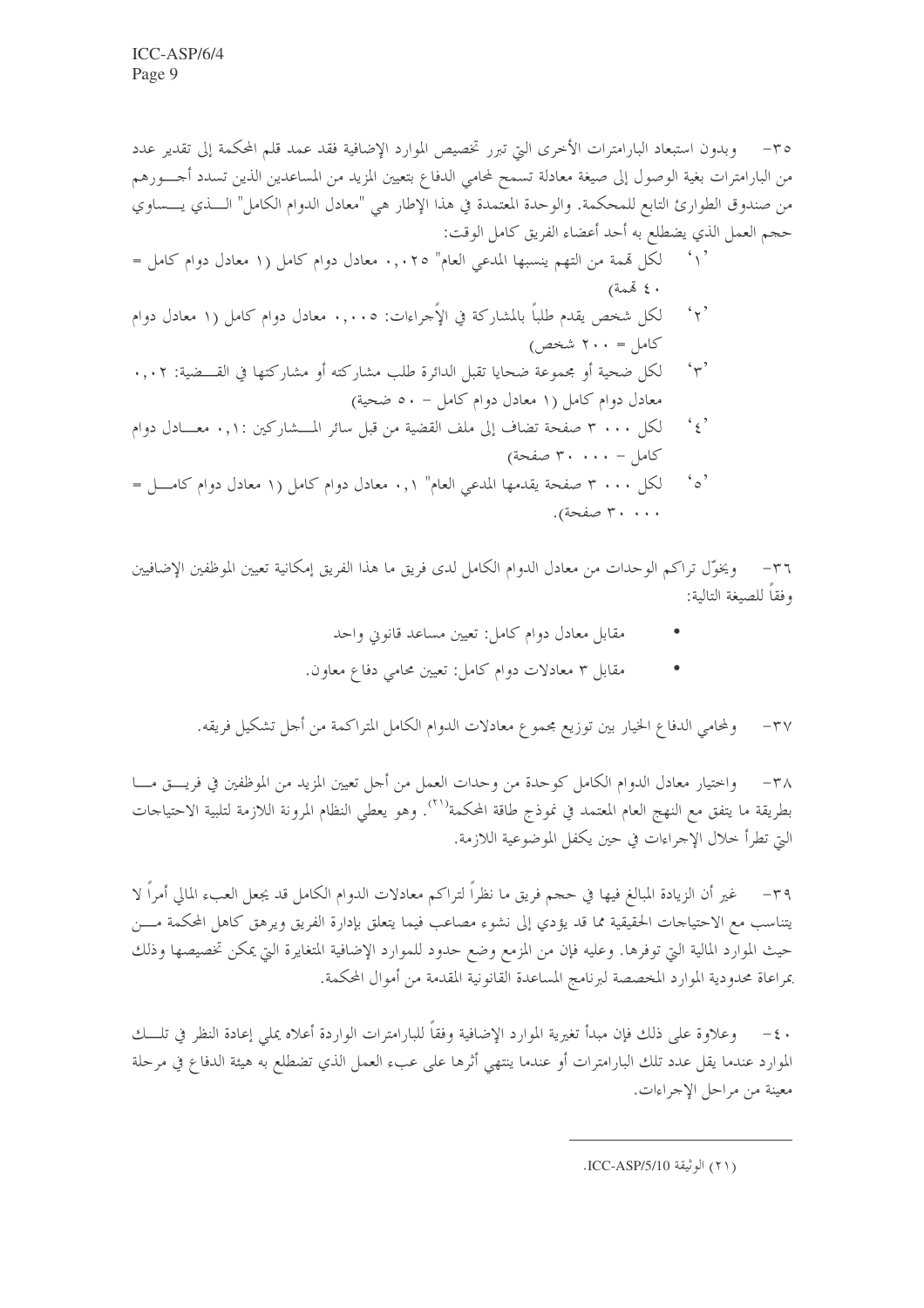٣٥- وبدون استبعاد البارامترات الأخرى التي تبرر تخصيص الموارد الإضافية فقد عمد قلم المحكمة إلى تقدير عدد من البارامترات بغية الوصول إلى صيغة معادلة تسمح لمحامي الدفاع بتعيين المزيد من المساعدين الذين تسدد أجورهم من صندوق الطوارئ التابع للمحكمة. والوحدة المعتمدة في هذا الإطار هي "معادل الدوام الكامل" الذي يساوي حجم العمل الذي يضطلع به أحد أعضاء الفريق كامل الوقت:

'١' لكل تهمة من التهم ينسبها المدعي العام" ٠,٠٢٥ معادل دوام كامل (١ معادل دوام كامل = ٤٠ تهمة)

'٢' لكل شخص يقدم طلباً بالمشاركة في الإجراءات: ٠,٠٠٥ معادل دوام كامل (١ معادل دوام كامل = ٢٠٠ شخص)

'٣' لكل ضحية أو مجموعة ضحايا تقبل الدائرة طلب مشاركته أو مشاركتها في القضية: ٠,٠٢ معادل دوام كامل (١ معادل دوام كامل - ٥٠ ضحية)

'٤' لكل ٣٠٠٠ صفحة تضاف إلى ملف القضية من قبل سائر المشاركين: ٠,١ معادل دوام كامل - ٣٠ ٠٠٠ صفحة)

'٥' لكل ٣٠٠٠ صفحة يقدمها المدعي العام" ٠,١ معادل دوام كامل (١ معادل دوام كامل = ٣٠ ٠٠٠ صفحة).

٣٦- ويخوّل تراكم الوحدات من معادل الدوام الكامل لدى فريق ما هذا الفريق إمكانية تعيين الموظفين الإضافيين وفقاً للصيغة التالية:

- مقابل معادل دوام كامل: تعيين مساعد قانوني واحد
- مقابل ٣ معادلات دوام كامل: تعيين محامي دفاع معاون.

٣٧- ولمحامي الدفاع الخيار بين توزيع مجموع معادلات الدوام الكامل المتراكمة من أجل تشكيل فريقه.

٣٨- واختيار معادل الدوام الكامل كوحدة من وحدات العمل من أجل تعيين المزيد من الموظفين في فريق ما بطريقة ما يتفق مع النهج العام المعتمد في نموذج طاقة المحكمة[٢١]. وهو يعطي النظام المرونة اللازمة لتلبية الاحتياجات التي تطرأ خلال الإجراءات في حين يكفل الموضوعية اللازمة.

٣٩- غير أن الزيادة المبالغ فيها في حجم فريق ما نظراً لتراكم معادلات الدوام الكامل قد يجعل العبء المالي أمراً لا يتناسب مع الاحتياجات الحقيقية مما قد يؤدي إلى نشوء مصاعب فيما يتعلق بإدارة الفريق ويرهق كاهل المحكمة من حيث الموارد المالية التي توفرها. وعليه فإن من المزمع وضع حدود للموارد الإضافية المتغايرة التي يمكن تخصيصها وذلك بمراعاة محدودية الموارد المخصصة لبرنامج المساعدة القانونية المقدمة من أموال المحكمة.

٤٠- وعلاوة على ذلك فإن مبدأ تغيرية الموارد الإضافية وفقاً للبارامترات الواردة أعلاه يملي إعادة النظر في تلك الموارد عندما يقل عدد تلك البارامترات أو عندما ينتهي أثرها على عبء العمل الذي تضطلع به هيئة الدفاع في مرحلة معينة من مراحل الإجراءات.

---

(٢١) الوثيقة ICC-ASP/5/10.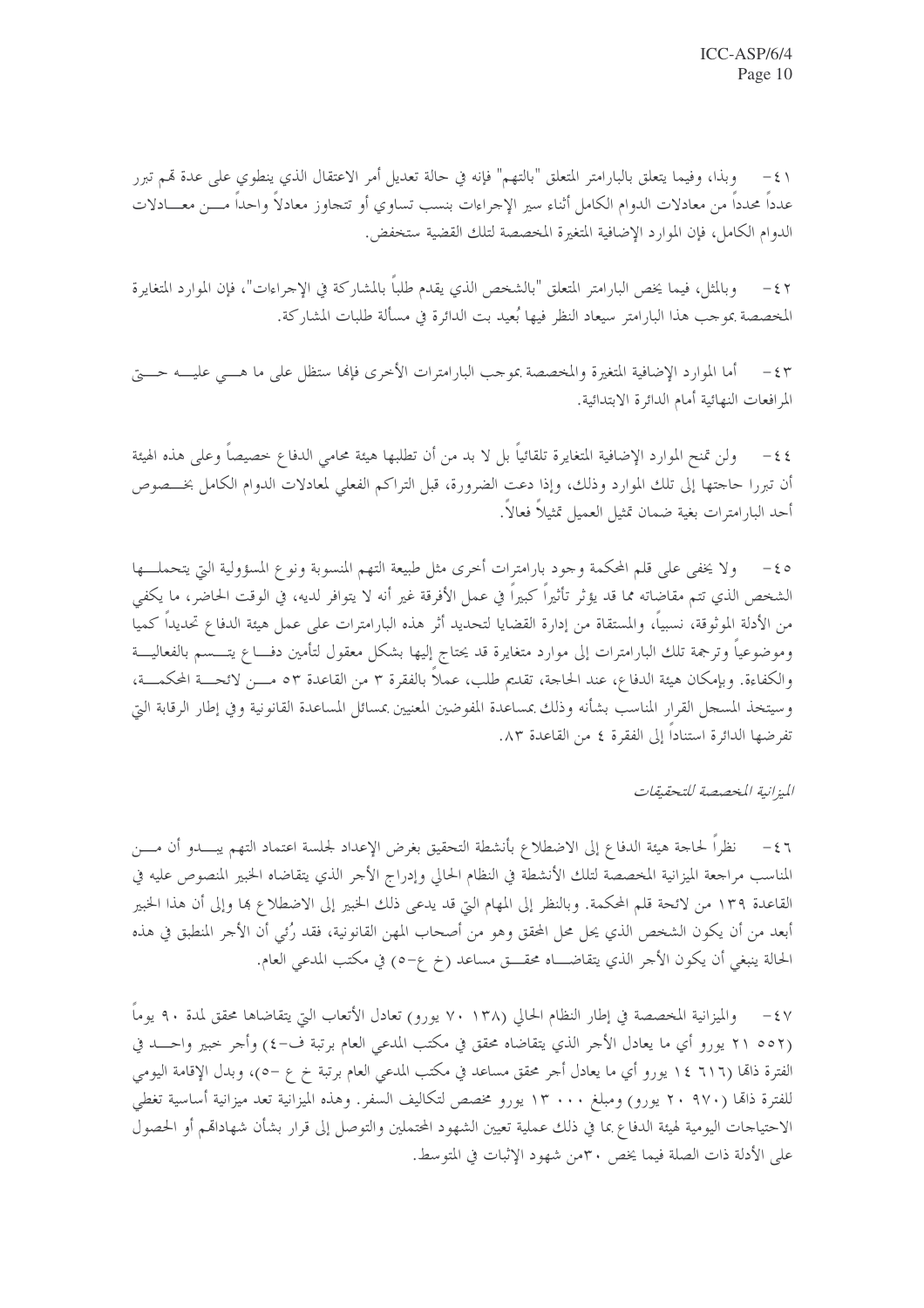٤١- وبذا، وفيما يتعلق بالبارامتر المتعلق "بالتهم" فإنه في حالة تعديل أمر الاعتقال الذي ينطوي على عدة تهم تبرر عدداً محدداً من معادلات الدوام الكامل أثناء سير الإجراءات بنسب تساوي أو تتجاوز معادلاً واحداً من معادلات الدوام الكامل، فإن الموارد الإضافية المتغيرة المخصصة لتلك القضية ستخفض.

٤٢- وبالمثل، فيما يخص البارامتر المتعلق "بالشخص الذي يقدم طلباً بالمشاركة في الإجراءات"، فإن الموارد المتغايرة المخصصة بموجب هذا البارامتر سيعاد النظر فيها بُعيد بت الدائرة في مسألة طلبات المشاركة.

٤٣- أما الموارد الإضافية المتغيرة والمخصصة بموجب البارامترات الأخرى فإنها ستظل على ما هي عليه حتى المرافعات النهائية أمام الدائرة الابتدائية.

٤٤- ولن تمنح الموارد الإضافية المتغايرة تلقائياً بل لا بد من أن تطلبها هيئة محامي الدفاع خصيصاً وعلى هذه الهيئة أن تبررا حاجتها إلى تلك الموارد وذلك، وإذا دعت الضرورة، قبل التراكم الفعلي لمعادلات الدوام الكامل بخصوص أحد البارامترات بغية ضمان تمثيل العميل تمثيلاً فعالاً.

٤٥- ولا يخفى على قلم المحكمة وجود بارامترات أخرى مثل طبيعة التهم المنسوبة ونوع المسؤولية التي يتحملها الشخص الذي تتم مقاضاته مما قد يؤثر تأثيراً كبيراً في عمل الأفرقة غير أنه لا يتوافر لديه، في الوقت الحاضر، ما يكفي من الأدلة الموثوقة، نسبياً، والمستقاة من إدارة القضايا لتحديد أثر هذه البارامترات على عمل هيئة الدفاع تحديداً كمياً وموضوعياً وترجمة تلك البارامترات إلى موارد متغايرة قد يحتاج إليها بشكل معقول لتأمين دفاع يتسم بالفعالية والكفاءة. وبإمكان هيئة الدفاع، عند الحاجة، تقديم طلب، عملاً بالفقرة ٣ من القاعدة ٥٣ من لائحة المحكمة، وسيتخذ المسجل القرار المناسب بشأنه وذلك بمساعدة المفوضين المعنيين بمسائل المساعدة القانونية وفي إطار الرقابة التي تفرضها الدائرة استناداً إلى الفقرة ٤ من القاعدة ٨٣.

*الميزانية المخصصة للتحقيقات*

٤٦- نظراً لحاجة هيئة الدفاع إلى الاضطلاع بأنشطة التحقيق بغرض الإعداد لجلسة اعتماد التهم يبدو أن من المناسب مراجعة الميزانية المخصصة لتلك الأنشطة في النظام الحالي وإدراج الأجر الذي يتقاضاه الخبير المنصوص عليه في القاعدة ١٣٩ من لائحة قلم المحكمة. وبالنظر إلى المهام التي قد يدعى ذلك الخبير إلى الاضطلاع بها وإلى أن هذا الخبير أبعد من أن يكون الشخص الذي يحل محل المحقق وهو من أصحاب المهن القانونية، فقد رُئي أن الأجر المنطبق في هذه الحالة ينبغي أن يكون الأجر الذي يتقاضاه محقق مساعد (خ ع-٥) في مكتب المدعي العام.

٤٧- والميزانية المخصصة في إطار النظام الحالي (٧٠ ١٣٨ يورو) تعادل الأتعاب التي يتقاضاها محقق لمدة ٩٠ يوماً (٥٥٢ ٢١ يورو أي ما يعادل الأجر الذي يتقاضاه محقق في مكتب المدعي العام برتبة ف-٤) وأجر خبير واحد في الفترة ذاتها (٦١٦ ١٤ يورو أي ما يعادل أجر محقق مساعد في مكتب المدعي العام برتبة خ ع -٥)، وبدل الإقامة اليومي للفترة ذاتها (٩٧٠ ٢٠ يورو) ومبلغ ٠٠٠ ١٣ يورو مخصص لتكاليف السفر. وهذه الميزانية تعد ميزانية أساسية تغطي الاحتياجات اليومية لهيئة الدفاع بما في ذلك عملية تعيين الشهود المحتملين والتوصل إلى قرار بشأن شهاداتهم أو الحصول على الأدلة ذات الصلة فيما يخص ٣٠من شهود الإثبات في المتوسط.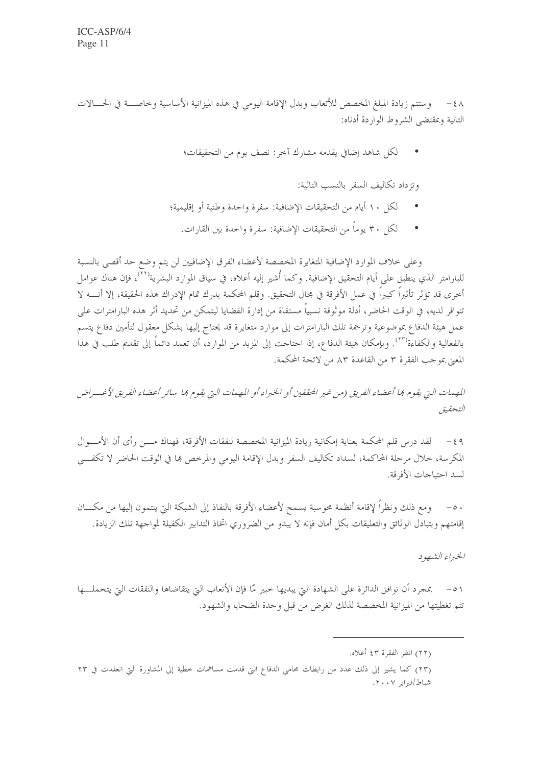٤٨- وستتم زيادة المبلغ المخصص للأتعاب وبدل الإقامة اليومي في هذه الميزانية الأساسية وخاصة في الحالات التالية وبمقتضى الشروط الواردة أدناه:

- لكل شاهد إضافي يقدمه مشارك آخر: نصف يوم من التحقيقات؛

وتزداد تكاليف السفر بالنسب التالية:

- لكل ١٠ أيام من التحقيقات الإضافية: سفرة واحدة وطنية أو إقليمية؛
- لكل ٣٠ يوماً من التحقيقات الإضافية: سفرة واحدة بين القارات.

وعلى خلاف الموارد الإضافية المتغايرة المخصصة لأعضاء الفرق الإضافيين لن يتم وضع حد أقصى بالنسبة للبارامتر الذي ينطبق على أيام التحقيق الإضافية. وكما أُشير إليه أعلاه، في سياق الموارد البشرية[٢٢]، فإن هناك عوامل أخرى قد تؤثر تأثيراً كبيراً في عمل الأفرقة في مجال التحقيق. وقلم المحكمة يدرك تمام الإدراك هذه الحقيقة، إلا أنه لا تتوافر لديه، في الوقت الحاضر، أدلة موثوقة نسبياً مستقاة من إدارة القضايا ليتمكن من تحديد أثر هذه البارامترات على عمل هيئة الدفاع بموضوعية وترجمة تلك البارامترات إلى موارد متغايرة قد يحتاج إليها بشكل معقول لتأمين دفاع يتسم بالفعالية والكفاءة[٢٣]. وبإمكان هيئة الدفاع، إذا احتاجت إلى المزيد من الموارد، أن تعمد دائماً إلى تقديم طلب في هذا المعنى بموجب الفقرة ٣ من القاعدة ٨٣ من لائحة المحكمة.

*المهمات التي يقوم بها أعضاء الفريق (من غير المحققين أو الخبراء أو المهمات التي يقوم بها سائر أعضاء الفريق لأغراض التحقيق*

٤٩- لقد درس قلم المحكمة بعناية إمكانية زيادة الميزانية المخصصة لنفقات الأفرقة، فهناك من رأى أن الأموال المكرسة، خلال مرحلة المحاكمة، لسداد تكاليف السفر وبدل الإقامة اليومي والمرخص بها في الوقت الحاضر لا تكفي لسد احتياجات الأفرقة.

٥٠- ومع ذلك ونظراً لإقامة أنظمة محوسبة يسمح لأعضاء الأفرقة بالنفاذ إلى الشبكة التي ينتمون إليها من مكان إقامتهم وبتبادل الوثائق والتعليقات بكل أمان فإنه لا يبدو من الضروري اتخاذ التدابير الكفيلة لمواجهة تلك الزيادة.

*الخبراء الشهود*

٥١- بمجرد أن توافق الدائرة على الشهادة التي يبديها خبير مّا فإن الأتعاب التي يتقاضاها والنفقات التي يتحملها تتم تغطيتها من الميزانية المخصصة لذلك الغرض من قبل وحدة الضحايا والشهود.

---

(٢٢) انظر الفقرة ٤٣ أعلاه.

(٢٣) كما يشير إلى ذلك عدد من رابطات محامي الدفاع التي قدمت مساهمات خطية إلى المشاورة التي انعقدت في ٢٣ شباط/فبراير ٢٠٠٧.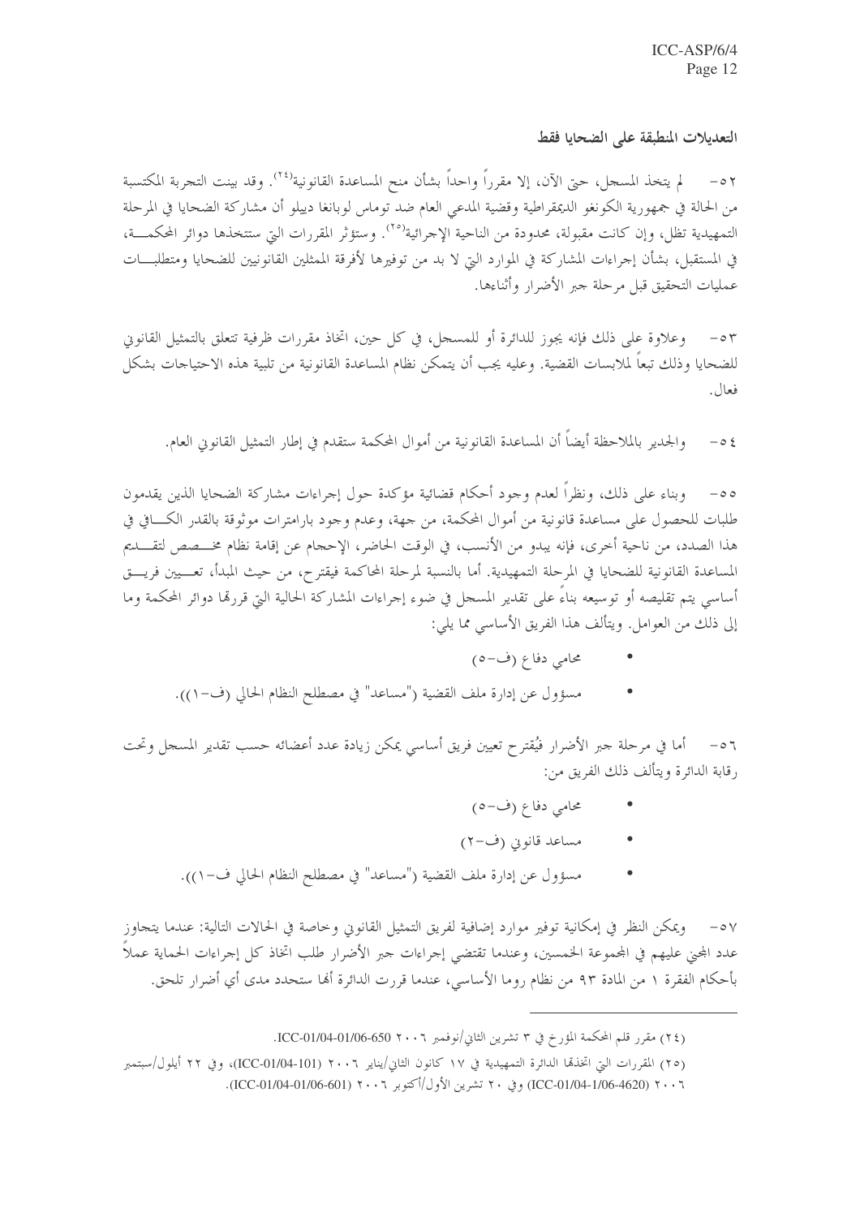### التعديلات المنطبقة على الضحايا فقط

٥٢- لم يتخذ المسجل، حتى الآن، إلا مقرراً واحداً بشأن منح المساعدة القانونية[٢٤]. وقد بينت التجربة المكتسبة من الحالة في جمهورية الكونغو الديمقراطية وقضية المدعي العام ضد توماس لوبانغا دييلو أن مشاركة الضحايا في المرحلة التمهيدية تظل، وإن كانت مقبولة، محدودة من الناحية الإجرائية[٢٥]. وستؤثر المقررات التي ستتخذها دوائر المحكمة، في المستقبل، بشأن إجراءات المشاركة في الموارد التي لا بد من توفيرها لأفرقة الممثلين القانونيين للضحايا ومتطلبات عمليات التحقيق قبل مرحلة جبر الأضرار وأثناءها.

٥٣- وعلاوة على ذلك فإنه يجوز للدائرة أو للمسجل، في كل حين، اتخاذ مقررات ظرفية تتعلق بالتمثيل القانوني للضحايا وذلك تبعاً لملابسات القضية. وعليه يجب أن يتمكن نظام المساعدة القانونية من تلبية هذه الاحتياجات بشكل فعال.

٥٤- والجدير بالملاحظة أيضاً أن المساعدة القانونية من أموال المحكمة ستقدم في إطار التمثيل القانوني العام.

٥٥- وبناء على ذلك، ونظراً لعدم وجود أحكام قضائية مؤكدة حول إجراءات مشاركة الضحايا الذين يقدمون طلبات للحصول على مساعدة قانونية من أموال المحكمة، من جهة، وعدم وجود بارامترات موثوقة بالقدر الكافي في هذا الصدد، من ناحية أخرى، فإنه يبدو من الأنسب، في الوقت الحاضر، الإحجام عن إقامة نظام مخصص لتقديم المساعدة القانونية للضحايا في المرحلة التمهيدية. أما بالنسبة لمرحلة المحاكمة فيقترح، من حيث المبدأ، تعيين فريق أساسي يتم تقليصه أو توسيعه بناءً على تقدير المسجل في ضوء إجراءات المشاركة الحالية التي قررتها دوائر المحكمة وما إلى ذلك من العوامل. ويتألف هذا الفريق الأساسي مما يلي:

- محامي دفاع (ف-٥)
- مسؤول عن إدارة ملف القضية ("مساعد" في مصطلح النظام الحالي (ف-١)).

٥٦- أما في مرحلة جبر الأضرار فيُقترح تعيين فريق أساسي يمكن زيادة عدد أعضائه حسب تقدير المسجل وتحت رقابة الدائرة ويتألف ذلك الفريق من:

- محامي دفاع (ف-٥)
- مساعد قانوني (ف-٢)
- مسؤول عن إدارة ملف القضية ("مساعد" في مصطلح النظام الحالي ف-١)).

٥٧- ويمكن النظر في إمكانية توفير موارد إضافية لفريق التمثيل القانوني وخاصة في الحالات التالية: عندما يتجاوز عدد المجني عليهم في المجموعة الخمسين، وعندما تقتضي إجراءات جبر الأضرار طلب اتخاذ كل إجراءات الحماية عملاً بأحكام الفقرة ١ من المادة ٩٣ من نظام روما الأساسي، عندما قررت الدائرة أنها ستحدد مدى أي أضرار تلحق.

---

(٢٤) مقرر قلم المحكمة المؤرخ في ٣ تشرين الثاني/نوفمبر ٢٠٠٦ ICC-01/04-01/06-650.

(٢٥) المقررات التي اتخذتها الدائرة التمهيدية في ١٧ كانون الثاني/يناير ٢٠٠٦ (ICC-01/04-101)، وفي ٢٢ أيلول/سبتمبر ٢٠٠٦ (ICC-01/04-1/06-4620) وفي ٢٠ تشرين الأول/أكتوبر ٢٠٠٦ (ICC-01/04-01/06-601).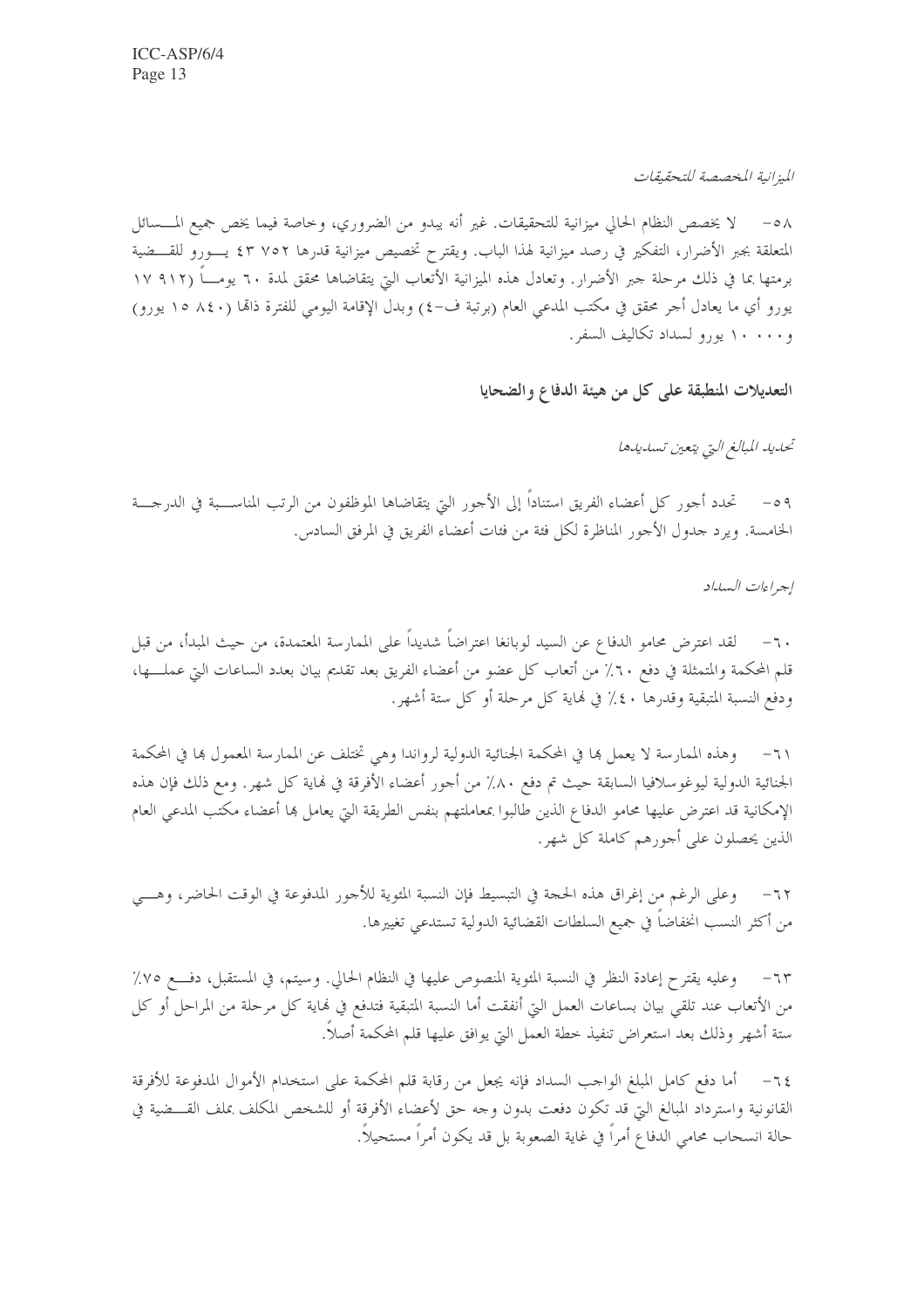*الميزانية المخصصة للتحقيقات*

٥٨- لا يخصص النظام الحالي ميزانية للتحقيقات. غير أنه يبدو من الضروري، وخاصة فيما يخص جميع المسائل المتعلقة بجبر الأضرار، التفكير في رصد ميزانية لهذا الباب. ويقترح تخصيص ميزانية قدرها ٧٥٢ ٤٣ يورو للقضية برمتها بما في ذلك مرحلة جبر الأضرار. وتعادل هذه الميزانية الأتعاب التي يتقاضاها محقق لمدة ٦٠ يوماً (٩١٢ ١٧ يورو أي ما يعادل أجر محقق في مكتب المدعي العام (برتبة ف-٤) وبدل الإقامة اليومي للفترة ذاتها (٨٤٠ ١٥ يورو) و٠٠٠ ١٠ يورو لسداد تكاليف السفر.

## التعديلات المنطبقة على كل من هيئة الدفاع والضحايا

*تحديد المبالغ التي يتعين تسديدها*

٥٩- تحدد أجور كل أعضاء الفريق استناداً إلى الأجور التي يتقاضاها الموظفون من الرتب المناسبة في الدرجة الخامسة. ويرد جدول الأجور المناظرة لكل فئة من فئات أعضاء الفريق في المرفق السادس.

*إجراءات السداد*

٦٠- لقد اعترض محامو الدفاع عن السيد لوبانغا اعتراضاً شديداً على الممارسة المعتمدة، من حيث المبدأ، من قبل قلم المحكمة والمتمثلة في دفع ٦٠٪ من أتعاب كل عضو من أعضاء الفريق بعد تقديم بيان بعدد الساعات التي عملها، ودفع النسبة المتبقية وقدرها ٤٠٪ في نهاية كل مرحلة أو كل ستة أشهر.

٦١- وهذه الممارسة لا يعمل بها في المحكمة الجنائية الدولية لرواندا وهي تختلف عن الممارسة المعمول بها في المحكمة الجنائية الدولية ليوغوسلافيا السابقة حيث تم دفع ٨٠٪ من أجور أعضاء الأفرقة في نهاية كل شهر. ومع ذلك فإن هذه الإمكانية قد اعترض عليها محامو الدفاع الذين طالبوا بمعاملتهم بنفس الطريقة التي يعامل بها أعضاء مكتب المدعي العام الذين يحصلون على أجورهم كاملة كل شهر.

٦٢- وعلى الرغم من إغراق هذه الحجة في التبسيط فإن النسبة المئوية للأجور المدفوعة في الوقت الحاضر، وهي من أكثر النسب انخفاضاً في جميع السلطات القضائية الدولية تستدعي تغييرها.

٦٣- وعليه يقترح إعادة النظر في النسبة المئوية المنصوص عليها في النظام الحالي. وسيتم، في المستقبل، دفع ٧٥٪ من الأتعاب عند تلقي بيان بساعات العمل التي أنفقت أما النسبة المتبقية فتدفع في نهاية كل مرحلة من المراحل أو كل ستة أشهر وذلك بعد استعراض تنفيذ خطة العمل التي يوافق عليها قلم المحكمة أصلاً.

٦٤- أما دفع كامل المبلغ الواجب السداد فإنه يجعل من رقابة قلم المحكمة على استخدام الأموال المدفوعة للأفرقة القانونية واسترداد المبالغ التي قد تكون دفعت بدون وجه حق لأعضاء الأفرقة أو للشخص المكلف بملف القضية في حالة انسحاب محامي الدفاع أمراً في غاية الصعوبة بل قد يكون أمراً مستحيلاً.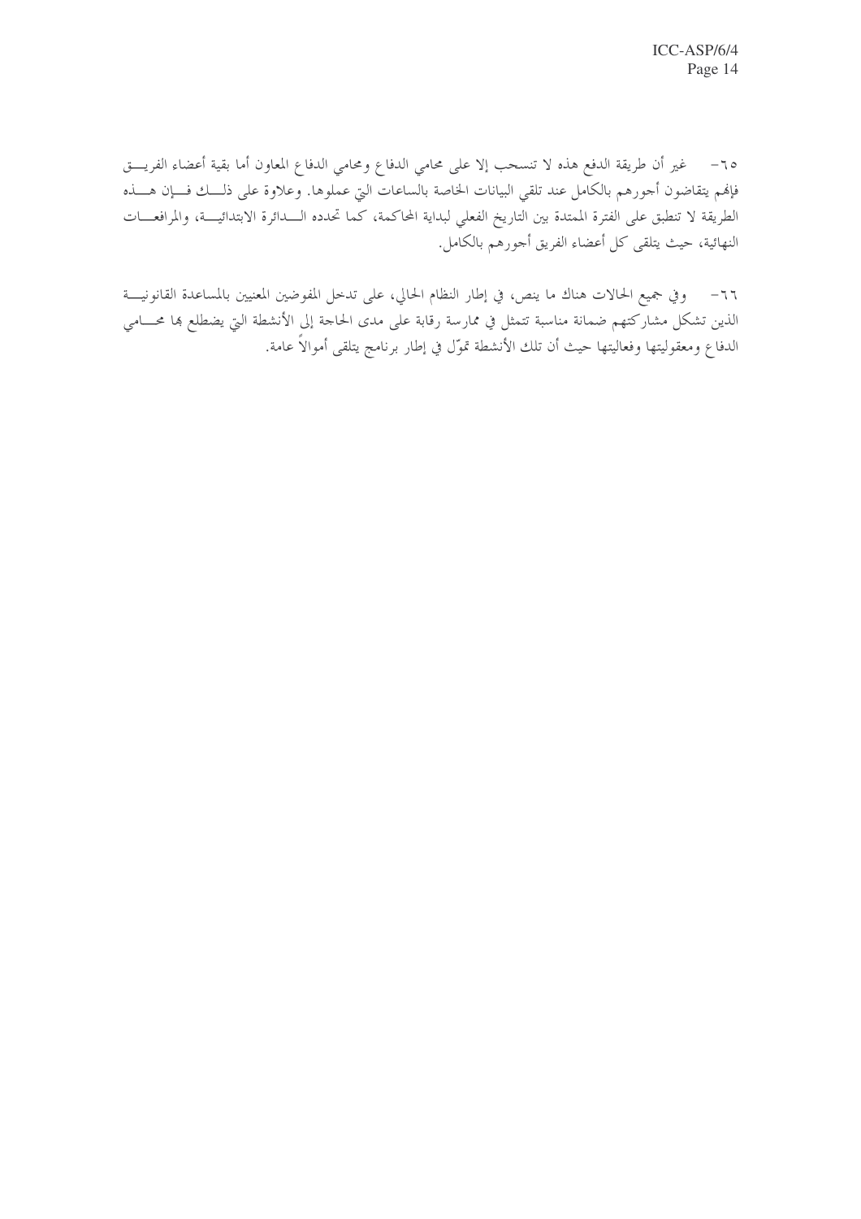٦٥- غير أن طريقة الدفع هذه لا تنسحب إلا على محامي الدفاع ومحامي الدفاع المعاون أما بقية أعضاء الفريق فإنهم يتقاضون أجورهم بالكامل عند تلقي البيانات الخاصة بالساعات التي عملوها. وعلاوة على ذلك فإن هذه الطريقة لا تنطبق على الفترة الممتدة بين التاريخ الفعلي لبداية المحاكمة، كما تحدده الدائرة الابتدائية، والمرافعات النهائية، حيث يتلقى كل أعضاء الفريق أجورهم بالكامل.

٦٦- وفي جميع الحالات هناك ما ينص، في إطار النظام الحالي، على تدخل المفوضين المعنيين بالمساعدة القانونية الذين تشكل مشاركتهم ضمانة مناسبة تتمثل في ممارسة رقابة على مدى الحاجة إلى الأنشطة التي يضطلع بها محامي الدفاع ومعقوليتها وفعاليتها حيث أن تلك الأنشطة تموّل في إطار برنامج يتلقى أموالاً عامة.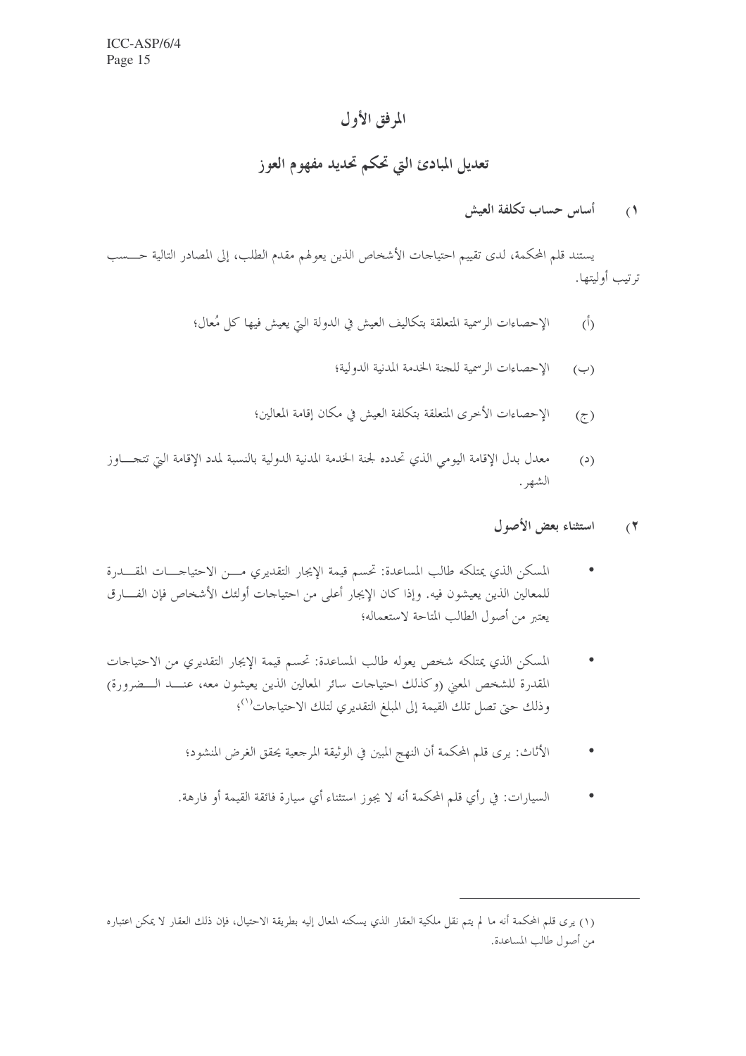# المرفق الأول

## تعديل المبادئ التي تحكم تحديد مفهوم العوز

### ١) أساس حساب تكلفة العيش

يستند قلم المحكمة، لدى تقييم احتياجات الأشخاص الذين يعولهم مقدم الطلب، إلى المصادر التالية حسب ترتيب أولويتها.

(أ) الإحصاءات الرسمية المتعلقة بتكاليف العيش في الدولة التي يعيش فيها كل مُعال؛

(ب) الإحصاءات الرسمية للجنة الخدمة المدنية الدولية؛

(ج) الإحصاءات الأخرى المتعلقة بتكلفة العيش في مكان إقامة المعالين؛

(د) معدل بدل الإقامة اليومي الذي تحدده لجنة الخدمة المدنية الدولية بالنسبة لمدد الإقامة التي تتجاوز الشهر.

### ٢) استثناء بعض الأصول

- المسكن الذي يمتلكه طالب المساعدة: تحسم قيمة الإيجار التقديري من الاحتياجات المقدرة للمعالين الذين يعيشون فيه. وإذا كان الإيجار أعلى من احتياجات أولئك الأشخاص فإن الفارق يعتبر من أصول الطالب المتاحة لاستعماله؛

- المسكن الذي يمتلكه شخص يعوله طالب المساعدة: تحسم قيمة الإيجار التقديري من الاحتياجات المقدرة للشخص المعني (وكذلك احتياجات سائر المعالين الذين يعيشون معه، عند الضرورة) وذلك حتى تصل تلك القيمة إلى المبلغ التقديري لتلك الاحتياجات[1]؛

- الأثاث: يرى قلم المحكمة أن النهج المبين في الوثيقة المرجعية يحقق الغرض المنشود؛

- السيارات: في رأي قلم المحكمة أنه لا يجوز استثناء أي سيارة فائقة القيمة أو فارهة.

---

(١) يرى قلم المحكمة أنه ما لم يتم نقل ملكية العقار الذي يسكنه المعال إليه بطريقة الاحتيال، فإن ذلك العقار لا يمكن اعتباره من أصول طالب المساعدة.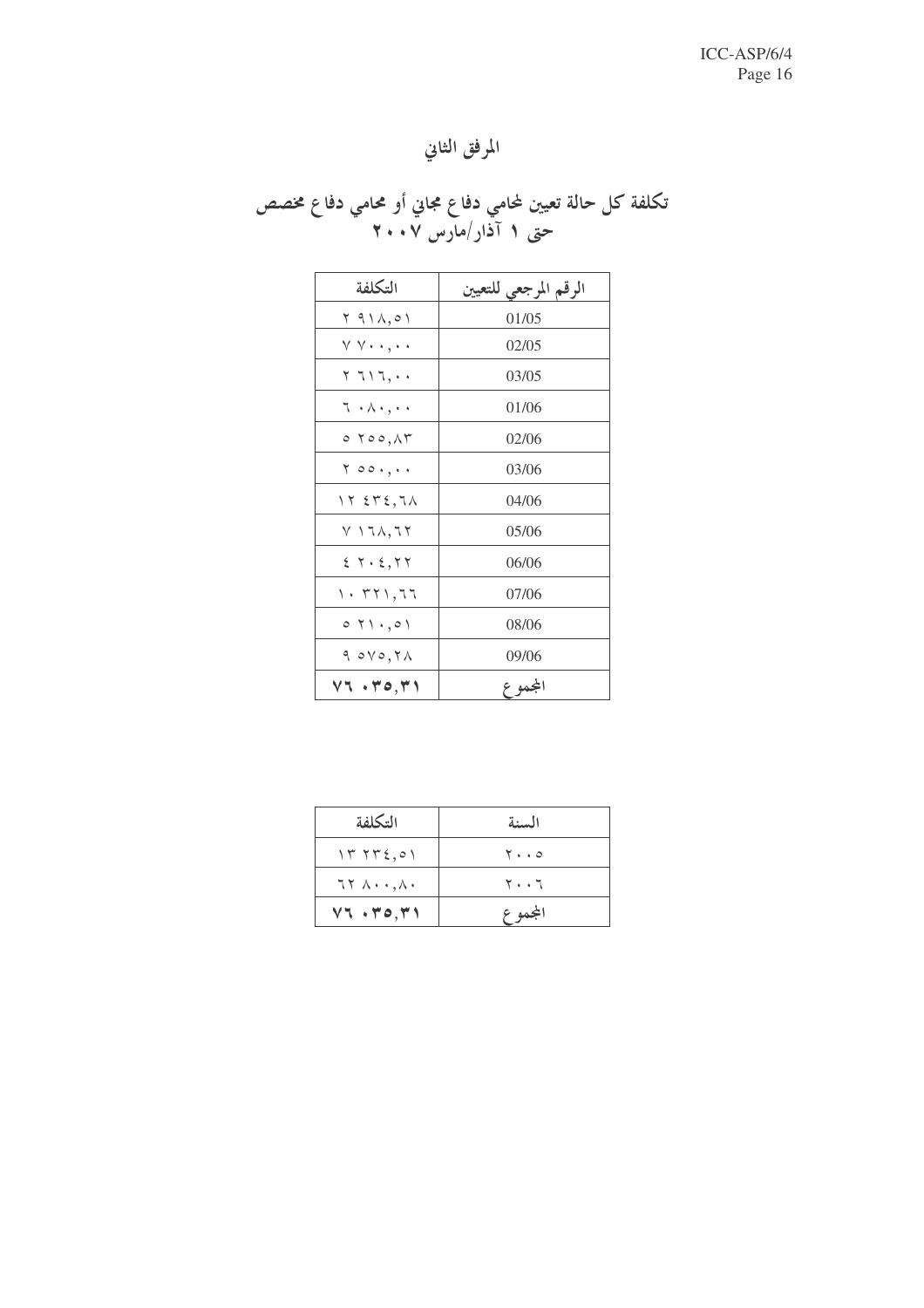# المرفق الثاني

## تكلفة كل حالة تعيين لمحامي دفاع مجاني أو محامي دفاع مخصص حتى ١ آذار/مارس ٢٠٠٧

| الرقم المرجعي للتعيين | التكلفة |
|---|---|
| 01/05 | ٢ ٩١٨,٥١ |
| 02/05 | ٧ ٧٠٠,٠٠ |
| 03/05 | ٢ ٦١٦,٠٠ |
| 01/06 | ٦ ٠٨٠,٠٠ |
| 02/06 | ٥ ٢٥٥,٨٣ |
| 03/06 | ٢ ٥٥٠,٠٠ |
| 04/06 | ١٢ ٤٣٤,٦٨ |
| 05/06 | ٧ ١٦٨,٦٢ |
| 06/06 | ٤ ٢٠٤,٢٢ |
| 07/06 | ١٠ ٣٢١,٦٦ |
| 08/06 | ٥ ٢١٠,٥١ |
| 09/06 | ٩ ٥٧٥,٢٨ |
| **المجموع** | **٧٦ ٠٣٥,٣١** |

| السنة | التكلفة |
|---|---|
| ٢٠٠٥ | ١٣ ٢٣٤,٥١ |
| ٢٠٠٦ | ٦٢ ٨٠٠,٨٠ |
| **المجموع** | **٧٦ ٠٣٥,٣١** |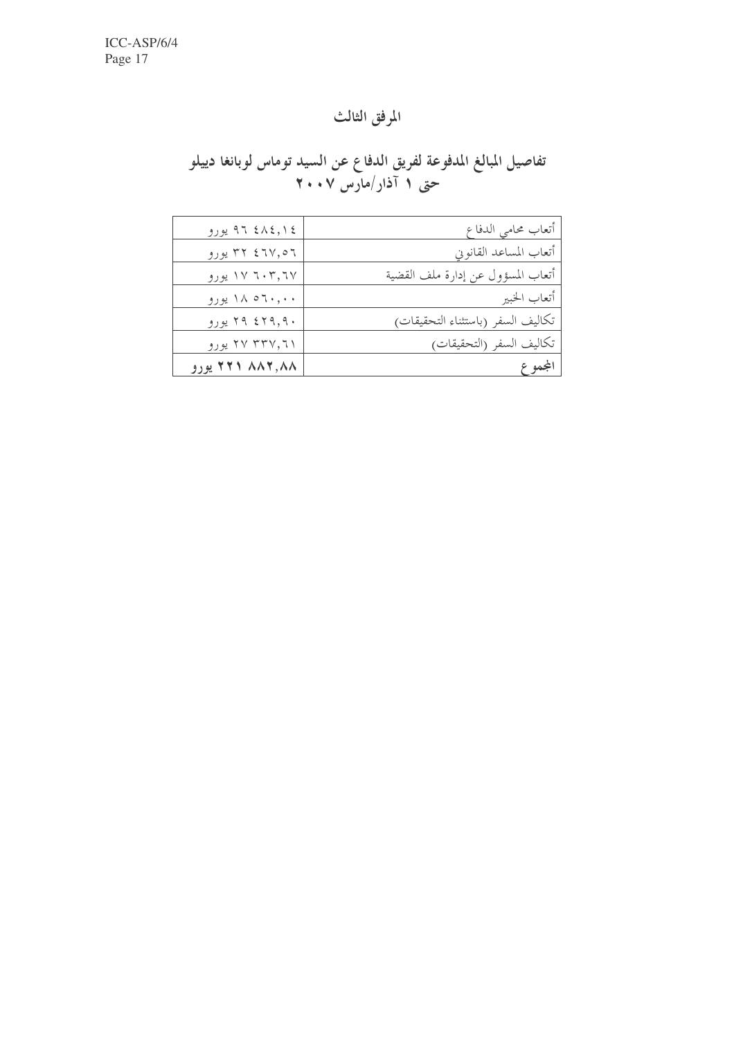# المرفق الثالث

## تفاصيل المبالغ المدفوعة لفريق الدفاع عن السيد توماس لوبانغا دييلو حتى ١ آذار/مارس ٢٠٠٧

| | |
|---|---|
| أتعاب محامي الدفاع | ٩٦ ٤٨٤,١٤ يورو |
| أتعاب المساعد القانوني | ٣٢ ٤٦٧,٥٦ يورو |
| أتعاب المسؤول عن إدارة ملف القضية | ١٧ ٦٠٣,٦٧ يورو |
| أتعاب الخبير | ١٨ ٥٦٠,٠٠ يورو |
| تكاليف السفر (باستثناء التحقيقات) | ٢٩ ٤٢٩,٩٠ يورو |
| تكاليف السفر (التحقيقات) | ٢٧ ٣٣٧,٦١ يورو |
| **المجموع** | **٢٢١ ٨٨٢,٨٨ يورو** |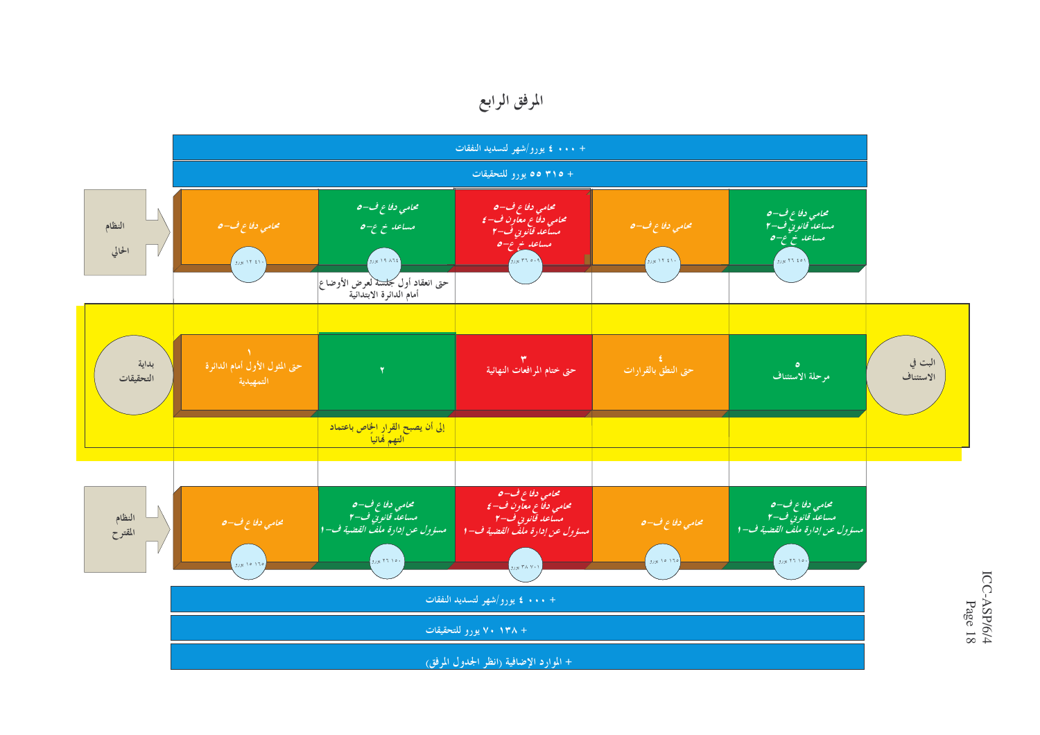# المرفق الرابع

+ ٤٠٠٠ يورو/شهر لتسديد النفقات

+ ٥٥ ٣١٥ يورو للتحقيقات

**النظام الحالي**

| ٥ | ٤ | ٣ | ٢ | ١ |
|---|---|---|---|---|
| محامي دفاع ف–٥<br>مساعد قانوني ف–٢<br>مساعد خ ع–٥ | محامي دفاع ف–٥ | محامي دفاع ف–٥<br>محامي دفاع معاون ف–٤<br>مساعد قانوني ف–٢<br>مساعد خ ع–٥ | محامي دفاع ف–٥<br>مساعد خ ع–٥ | محامي دفاع ف–٥ |
| ٢٦ ٤٥١ يورو | ١٢ ٤١٠ يورو | ٣٦ ٥٠٩ يورو | ١٩ ٨٦٤ يورو | ١٢ ٤١٠ يورو |

حتى انعقاد أول جلسة لعرض الأوضاع أمام الدائرة الابتدائية

| البت في الاستئناف | ٥ مرحلة الاستئناف | ٤ حتى النطق بالقرارات | ٣ حتى ختام المرافعات النهائية | ٢ | ١ حتى المثول الأول أمام الدائرة التمهيدية | بداية التحقيقات |
|---|---|---|---|---|---|---|

إلى أن يصبح القرار الخاص باعتماد التهم نهائيا

**النظام المقترح**

| ٥ | ٤ | ٣ | ٢ | ١ |
|---|---|---|---|---|
| محامي دفاع ف–٥<br>مساعد قانوني ف–٢<br>مسؤول عن إدارة ملف القضية ف–١ | محامي دفاع ف–٥ | محامي دفاع ف–٥<br>محامي دفاع معاون ف–٤<br>مساعد قانوني ف–٢<br>مسؤول عن إدارة ملف القضية ف–١ | محامي دفاع ف–٥<br>مساعد قانوني ف–٢<br>مسؤول عن إدارة ملف القضية ف–١ | محامي دفاع ف–٥ |
| ٢٦ ١٥٠ يورو | ١٥ ١٦٥ يورو | ٣٨ ٧٠١ يورو | ٢٦ ١٥٠ يورو | ١٥ ١٦٥ يورو |

+ ٤٠٠٠ يورو/شهر لتسديد النفقات

+ ٧٠ ١٣٨ يورو للتحقيقات

+ الموارد الإضافية (انظر الجدول المرفق)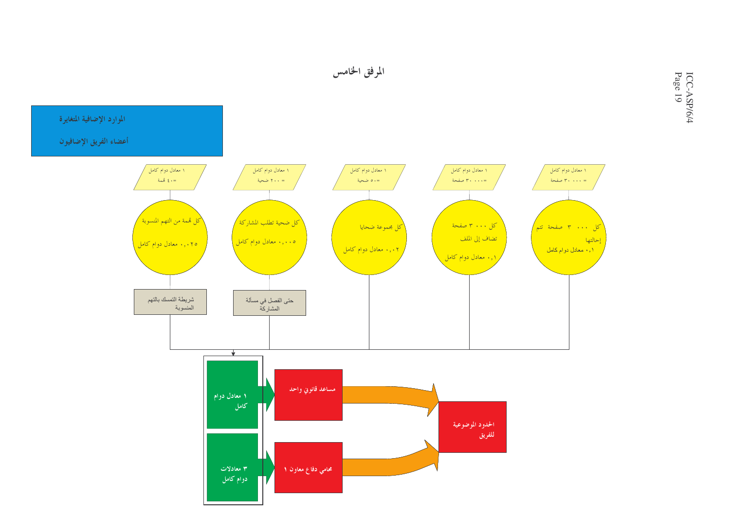# المرفق الخامس

**الموارد الإضافية المتغايرة**

**أعضاء الفريق الإضافيون**

| ١ معادل دوام كامل = ٤٠ تهمة | ١ معادل دوام كامل = ٢٠٠ ضحية | ١ معادل دوام كامل = ٥٠ ضحية | ١ معادل دوام كامل = ٣٠ ٠٠٠ صفحة | ١ معادل دوام كامل = ٣٠ ٠٠٠ صفحة |
|---|---|---|---|---|
| كل تهمة من التهم المنسوبة ٠,٠٢٥ معادل دوام كامل | كل ضحية تطلب المشاركة ٠,٠٠٥ معادل دوام كامل | كل مجموعة ضحايا ٠,٠٢ معادل دوام كامل | كل ٣ ٠٠٠ صفحة تضاف إلى الملف ٠,١ معادل دوام كامل | كل ٣ ٠٠٠ صفحة تتم إحالتها ٠,١ معادل دوام كامل |
| شريطة التمسك بالتهم المنسوبة | حتى الفصل في مسألة المشاركة | | | |

- **١ معادل دوام كامل** ← **مساعد قانوني واحد** ← **الحدود الموضوعية للفريق**
- **٣ معادلات دوام كامل** ← **محامي دفاع معاون ١** ← **الحدود الموضوعية للفريق**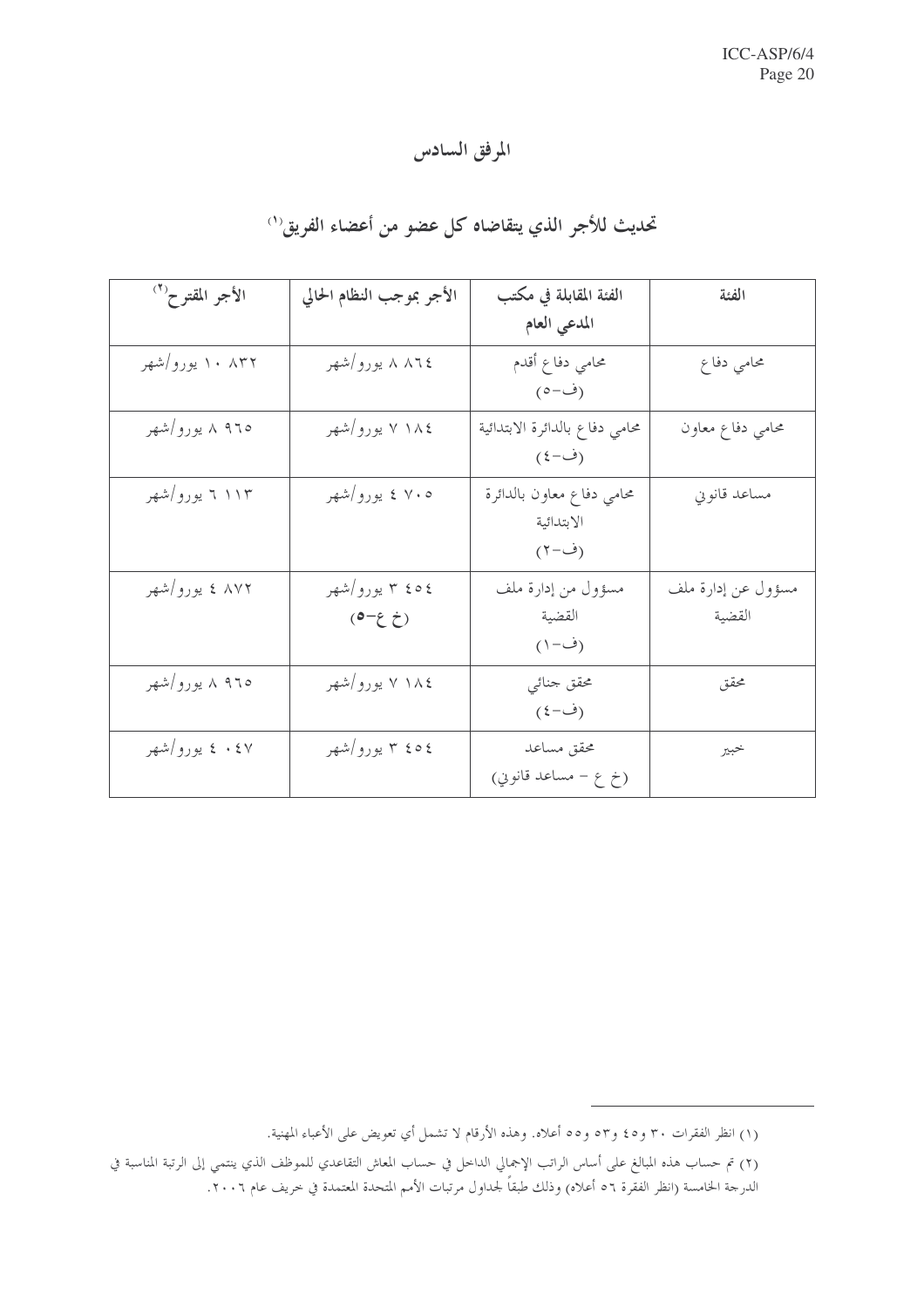# المرفق السادس

## تحديث للأجر الذي يتقاضاه كل عضو من أعضاء الفريق[1]

| الفئة | الفئة المقابلة في مكتب المدعي العام | الأجر بموجب النظام الحالي | الأجر المقترح[2] |
|---|---|---|---|
| محامي دفاع | محامي دفاع أقدم (ف-٥) | ٨ ٨٦٤ يورو/شهر | ١٠ ٨٣٢ يورو/شهر |
| محامي دفاع معاون | محامي دفاع بالدائرة الابتدائية (ف-٤) | ٧ ١٨٤ يورو/شهر | ٨ ٩٦٥ يورو/شهر |
| مساعد قانوني | محامي دفاع معاون بالدائرة الابتدائية (ف-٢) | ٤ ٧٠٥ يورو/شهر | ٦ ١١٣ يورو/شهر |
| مسؤول عن إدارة ملف القضية | مسؤول من إدارة ملف القضية (ف-١) | ٣ ٤٥٤ يورو/شهر (خ ع-٥) | ٤ ٨٧٢ يورو/شهر |
| محقق | محقق جنائي (ف-٤) | ٧ ١٨٤ يورو/شهر | ٨ ٩٦٥ يورو/شهر |
| خبير | محقق مساعد (خ ع - مساعد قانوني) | ٣ ٤٥٤ يورو/شهر | ٤ ٠٤٧ يورو/شهر |

---

(١) انظر الفقرات ٣٠ و٤٥ و٥٣ و٥٥ أعلاه. وهذه الأرقام لا تشمل أي تعويض على الأعباء المهنية.

(٢) تم حساب هذه المبالغ على أساس الراتب الإجمالي الداخل في حساب المعاش التقاعدي للموظف الذي ينتمي إلى الرتبة المناسبة في الدرجة الخامسة (انظر الفقرة ٥٦ أعلاه) وذلك طبقاً لجداول مرتبات الأمم المتحدة المعتمدة في خريف عام ٢٠٠٦.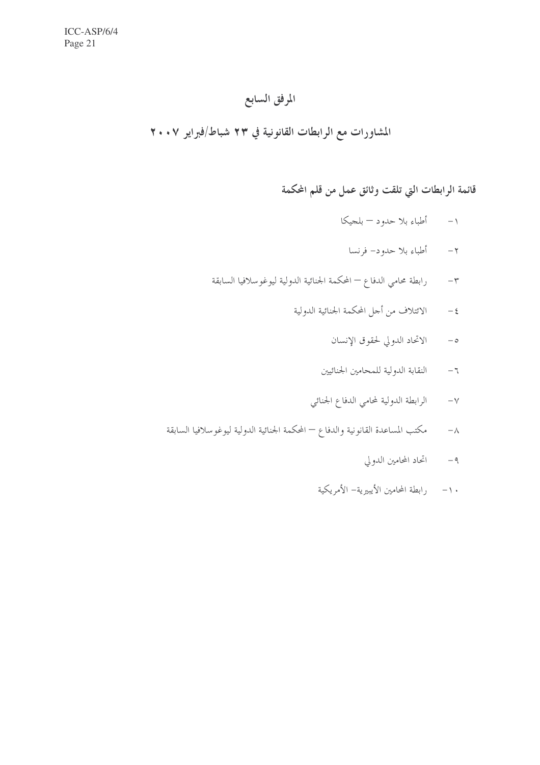# المرفق السابع

## المشاورات مع الرابطات القانونية في ٢٣ شباط/فبراير ٢٠٠٧

### قائمة الرابطات التي تلقت وثائق عمل من قلم المحكمة

١- أطباء بلا حدود – بلجيكا

٢- أطباء بلا حدود- فرنسا

٣- رابطة محامي الدفاع – المحكمة الجنائية الدولية ليوغوسلافيا السابقة

٤- الائتلاف من أجل المحكمة الجنائية الدولية

٥- الاتحاد الدولي لحقوق الإنسان

٦- النقابة الدولية للمحامين الجنائيين

٧- الرابطة الدولية لمحامي الدفاع الجنائي

٨- مكتب المساعدة القانونية والدفاع – المحكمة الجنائية الدولية ليوغوسلافيا السابقة

٩- اتحاد المحامين الدولي

١٠- رابطة المحامين الأيبيرية- الأمريكية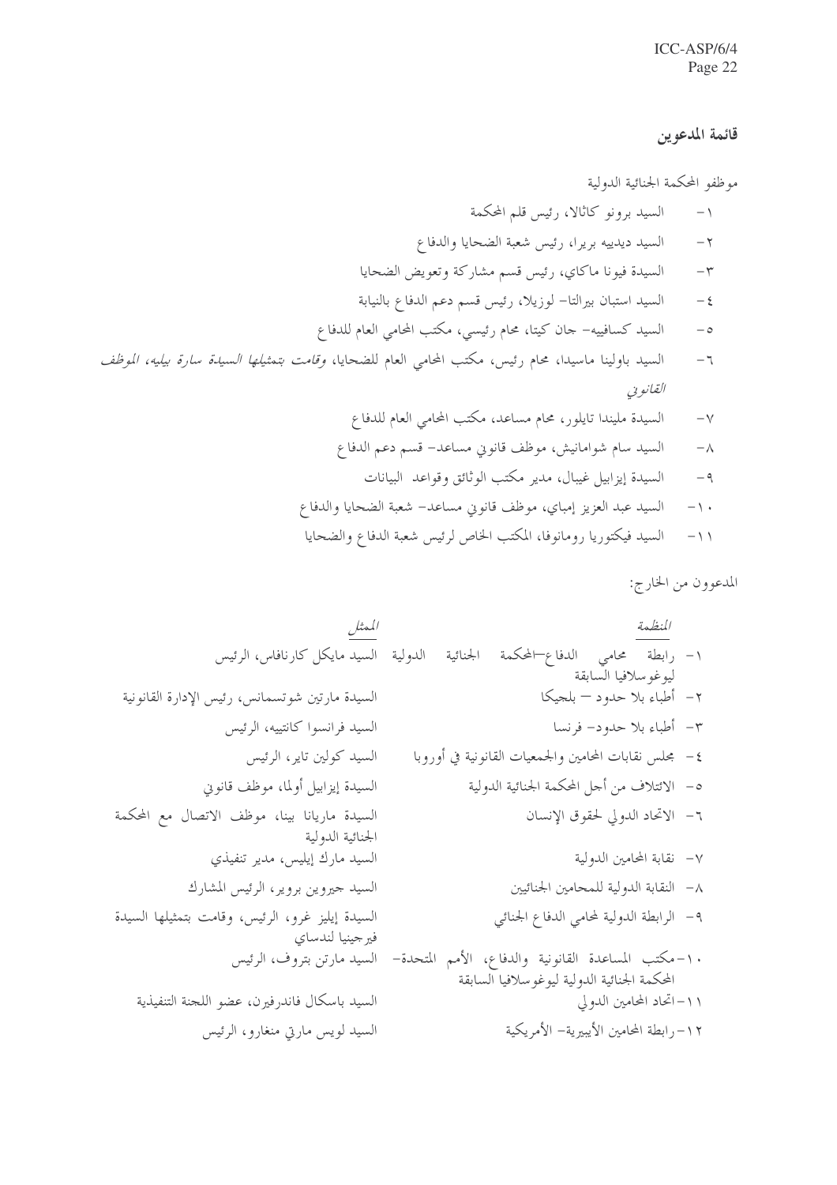## قائمة المدعوين

موظفو المحكمة الجنائية الدولية

١- السيد برونو كاثالا، رئيس قلم المحكمة
٢- السيد ديدييه بريرا، رئيس شعبة الضحايا والدفاع
٣- السيدة فيونا ماكاي، رئيس قسم مشاركة وتعويض الضحايا
٤- السيد استبان بيرالتا- لوزيلا، رئيس قسم دعم الدفاع بالنيابة
٥- السيد كسافييه- جان كيتا، محام رئيسي، مكتب المحامي العام للدفاع
٦- السيد باولينا ماسيدا، محام رئيس، مكتب المحامي العام للضحايا، *وقامت بتمثيلها السيدة سارة بيليه، الموظف القانوني*
٧- السيدة مليندا تايلور، محام مساعد، مكتب المحامي العام للدفاع
٨- السيد سام شوامانيش، موظف قانوني مساعد- قسم دعم الدفاع
٩- السيدة إيزابيل غيبال، مدير مكتب الوثائق وقواعد البيانات
١٠- السيد عبد العزيز إمباي، موظف قانوني مساعد- شعبة الضحايا والدفاع
١١- السيد فيكتوريا رومانوفا، المكتب الخاص لرئيس شعبة الدفاع والضحايا

المدعوون من الخارج:

| *المنظمة* | *الممثل* |
|---|---|
| ١- رابطة محامي الدفاع–المحكمة الجنائية الدولية ليوغوسلافيا السابقة | السيد مايكل كارنافاس، الرئيس |
| ٢- أطباء بلا حدود – بلجيكا | السيدة مارتين شوتسمانس، رئيس الإدارة القانونية |
| ٣- أطباء بلا حدود- فرنسا | السيد فرانسوا كانتييه، الرئيس |
| ٤- مجلس نقابات المحامين والجمعيات القانونية في أوروبا | السيد كولين تاير، الرئيس |
| ٥- الائتلاف من أجل المحكمة الجنائية الدولية | السيدة إيزابيل أولما، موظف قانوني |
| ٦- الاتحاد الدولي لحقوق الإنسان | السيدة ماريانا بينا، موظف الاتصال مع المحكمة الجنائية الدولية |
| ٧- نقابة المحامين الدولية | السيد مارك إيليس، مدير تنفيذي |
| ٨- النقابة الدولية للمحامين الجنائيين | السيد جيروين بروير، الرئيس المشارك |
| ٩- الرابطة الدولية لمحامي الدفاع الجنائي | السيدة إيليز غرو، الرئيس، وقامت بتمثيلها السيدة فيرجينيا لندساي |
| ١٠-مكتب المساعدة القانونية والدفاع، الأمم المتحدة- المحكمة الجنائية الدولية ليوغوسلافيا السابقة | السيد مارتن بتروف، الرئيس |
| ١١-اتحاد المحامين الدولي | السيد باسكال فاندرفيرن، عضو اللجنة التنفيذية |
| ١٢-رابطة المحامين الأيبيرية- الأمريكية | السيد لويس مارتي منغارو، الرئيس |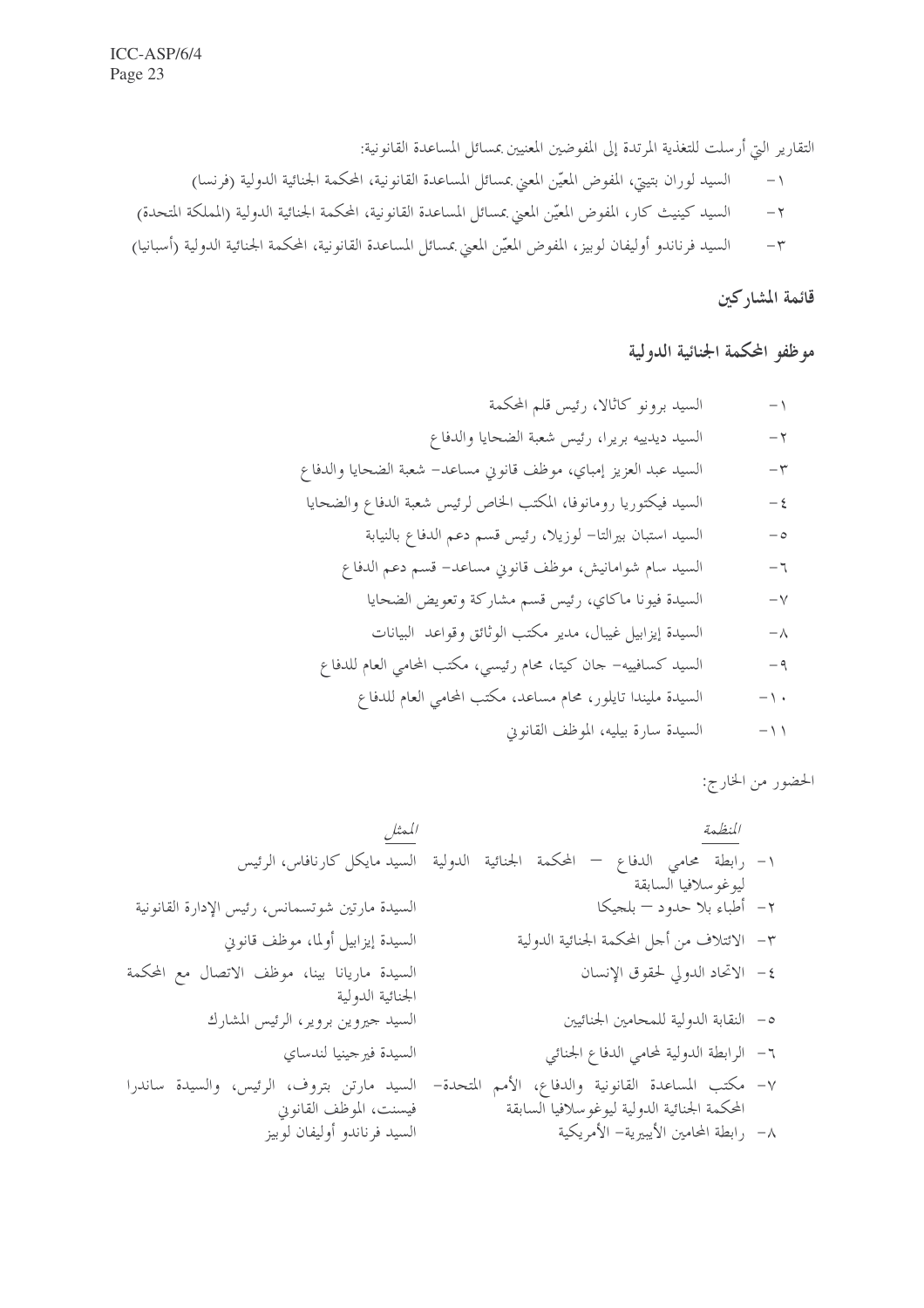التقارير التي أرسلت للتغذية المرتدة إلى المفوضين المعنيين بمسائل المساعدة القانونية:

١- السيد لوران بتيتي، المفوض المعيّن المعني بمسائل المساعدة القانونية، المحكمة الجنائية الدولية (فرنسا)

٢- السيد كينيث كار، المفوض المعيّن المعني بمسائل المساعدة القانونية، المحكمة الجنائية الدولية (المملكة المتحدة)

٣- السيد فرناندو أوليفان لوبيز، المفوض المعيّن المعني بمسائل المساعدة القانونية، المحكمة الجنائية الدولية (أسبانيا)

## قائمة المشاركين

### موظفو المحكمة الجنائية الدولية

١- السيد برونو كاثالا، رئيس قلم المحكمة

٢- السيد ديدييه بريرا، رئيس شعبة الضحايا والدفاع

٣- السيد عبد العزيز إمباي، موظف قانوني مساعد- شعبة الضحايا والدفاع

٤- السيد فيكتوريا رومانوفا، المكتب الخاص لرئيس شعبة الدفاع والضحايا

٥- السيد استبان بيرالتا- لوزيلا، رئيس قسم دعم الدفاع بالنيابة

٦- السيد سام شوامانيش، موظف قانوني مساعد- قسم دعم الدفاع

٧- السيدة فيونا ماكاي، رئيس قسم مشاركة وتعويض الضحايا

٨- السيدة إيزابيل غيبال، مدير مكتب الوثائق وقواعد البيانات

٩- السيد كسافييه- جان كيتا، محام رئيسي، مكتب المحامي العام للدفاع

١٠- السيدة مليندا تايلور، محام مساعد، مكتب المحامي العام للدفاع

١١- السيدة سارة بيليه، الموظف القانوني

الحضور من الخارج:

| *المنظمة* | *الممثل* |
| --- | --- |
| ١- رابطة محامي الدفاع – المحكمة الجنائية الدولية ليوغوسلافيا السابقة | السيد مايكل كارنافاس، الرئيس |
| ٢- أطباء بلا حدود – بلجيكا | السيدة مارتين شوتسمانس، رئيس الإدارة القانونية |
| ٣- الائتلاف من أجل المحكمة الجنائية الدولية | السيدة إيزابيل أولما، موظف قانوني |
| ٤- الاتحاد الدولي لحقوق الإنسان | السيدة ماريانا بينا، موظف الاتصال مع المحكمة الجنائية الدولية |
| ٥- النقابة الدولية للمحامين الجنائيين | السيد جيروين بروير، الرئيس المشارك |
| ٦- الرابطة الدولية لمحامي الدفاع الجنائي | السيدة فيرجينيا لندساي |
| ٧- مكتب المساعدة القانونية والدفاع، الأمم المتحدة- المحكمة الجنائية الدولية ليوغوسلافيا السابقة | السيد مارتن بتروف، الرئيس، والسيدة ساندرا فيسنت، الموظف القانوني |
| ٨- رابطة المحامين الأيبيرية- الأمريكية | السيد فرناندو أوليفان لوبيز |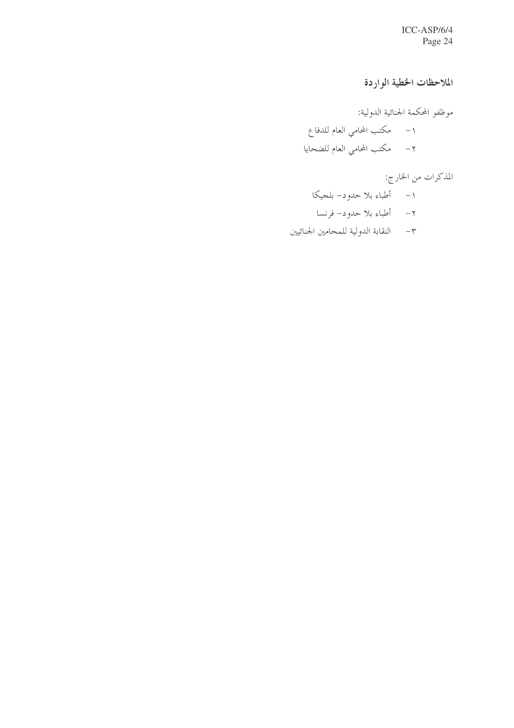## الملاحظات الخطية الواردة

موظفو المحكمة الجنائية الدولية:

١- مكتب المحامي العام للدفاع

٢- مكتب المحامي العام للضحايا

المذكرات من الخارج:

١- أطباء بلا حدود- بلجيكا

٢- أطباء بلا حدود- فرنسا

٣- النقابة الدولية للمحامين الجنائيين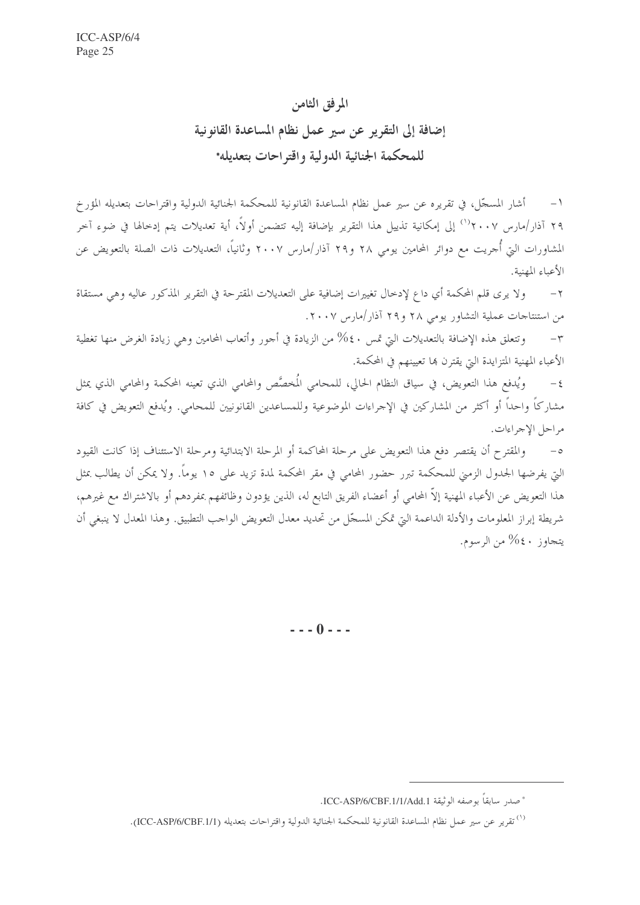# المرفق الثامن

## إضافة إلى التقرير عن سير عمل نظام المساعدة القانونية للمحكمة الجنائية الدولية واقتراحات بتعديله*

١- أشار المسجّل، في تقريره عن سير عمل نظام المساعدة القانونية للمحكمة الجنائية الدولية واقتراحات بتعديله المؤرخ ٢٩ آذار/مارس ٢٠٠٧[1] إلى إمكانية تذييل هذا التقرير بإضافة إليه تتضمن أولاً، أية تعديلات يتم إدخالها في ضوء آخر المشاورات التي أُجريت مع دوائر المحامين يومي ٢٨ و٢٩ آذار/مارس ٢٠٠٧ وثانياً، التعديلات ذات الصلة بالتعويض عن الأعباء المهنية.

٢- ولا يرى قلم المحكمة أي داع لإدخال تغييرات إضافية على التعديلات المقترحة في التقرير المذكور عاليه وهي مستقاة من استنتاجات عملية التشاور يومي ٢٨ و٢٩ آذار/مارس ٢٠٠٧.

٣- وتتعلق هذه الإضافة بالتعديلات التي تمس ٤٠% من الزيادة في أجور وأتعاب المحامين وهي زيادة الغرض منها تغطية الأعباء المهنية المتزايدة التي يقترن بها تعيينهم في المحكمة.

٤- ويُدفع هذا التعويض، في سياق النظام الحالي، للمحامي المُخصَّص والمحامي الذي تعينه المحكمة والمحامي الذي يمثل مشاركاً واحداً أو أكثر من المشاركين في الإجراءات الموضوعية وللمساعدين القانونيين للمحامي. ويُدفع التعويض في كافة مراحل الإجراءات.

٥- والمقترح أن يقتصر دفع هذا التعويض على مرحلة المحاكمة أو المرحلة الابتدائية ومرحلة الاستئناف إذا كانت القيود التي يفرضها الجدول الزمني للمحكمة تبرر حضور المحامي في مقر المحكمة لمدة تزيد على ١٥ يوماً. ولا يمكن أن يطالب بمثل هذا التعويض عن الأعباء المهنية إلاّ المحامي أو أعضاء الفريق التابع له، الذين يؤدون وظائفهم بمفردهم أو بالاشتراك مع غيرهم، شريطة إبراز المعلومات والأدلة الداعمة التي تمكن المسجّل من تحديد معدل التعويض الواجب التطبيق. وهذا المعدل لا ينبغي أن يتجاوز ٤٠% من الرسوم.

- - - 0 - - -

* صدر سابقاً بوصفه الوثيقة ICC-ASP/6/CBF.1/1/Add.1.

[1] تقرير عن سير عمل نظام المساعدة القانونية للمحكمة الجنائية الدولية واقتراحات بتعديله (ICC-ASP/6/CBF.1/1).